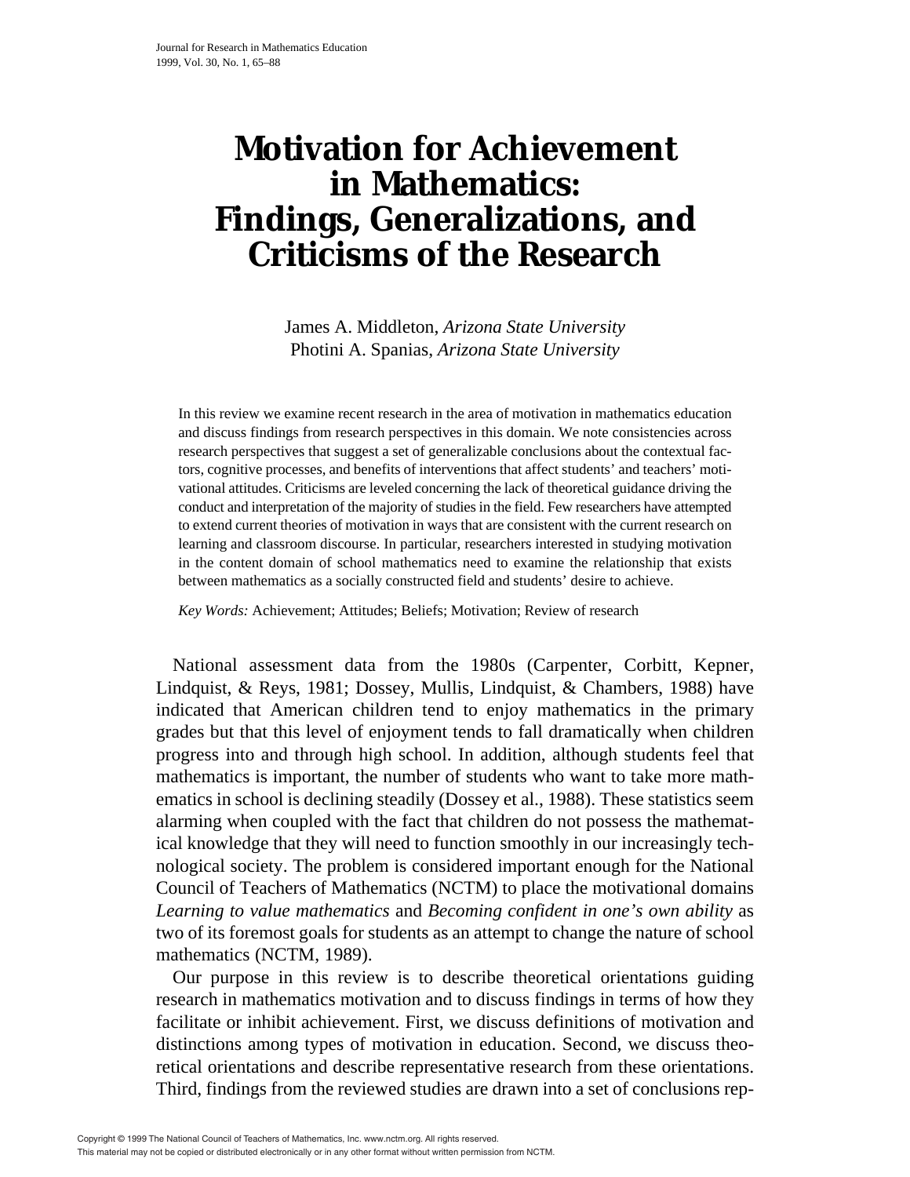# Motivation for Achievement in Mathematics: Findings, Generalizations, and Criticisms of the Research

James A. Middleton, *Arizona State University*
Photini A. Spanias, *Arizona State University*

In this review we examine recent research in the area of motivation in mathematics education and discuss findings from research perspectives in this domain. We note consistencies across research perspectives that suggest a set of generalizable conclusions about the contextual factors, cognitive processes, and benefits of interventions that affect students' and teachers' motivational attitudes. Criticisms are leveled concerning the lack of theoretical guidance driving the conduct and interpretation of the majority of studies in the field. Few researchers have attempted to extend current theories of motivation in ways that are consistent with the current research on learning and classroom discourse. In particular, researchers interested in studying motivation in the content domain of school mathematics need to examine the relationship that exists between mathematics as a socially constructed field and students' desire to achieve.

*Key Words:* Achievement; Attitudes; Beliefs; Motivation; Review of research

National assessment data from the 1980s (Carpenter, Corbitt, Kepner, Lindquist, & Reys, 1981; Dossey, Mullis, Lindquist, & Chambers, 1988) have indicated that American children tend to enjoy mathematics in the primary grades but that this level of enjoyment tends to fall dramatically when children progress into and through high school. In addition, although students feel that mathematics is important, the number of students who want to take more mathematics in school is declining steadily (Dossey et al., 1988). These statistics seem alarming when coupled with the fact that children do not possess the mathematical knowledge that they will need to function smoothly in our increasingly technological society. The problem is considered important enough for the National Council of Teachers of Mathematics (NCTM) to place the motivational domains *Learning to value mathematics* and *Becoming confident in one's own ability* as two of its foremost goals for students as an attempt to change the nature of school mathematics (NCTM, 1989).

Our purpose in this review is to describe theoretical orientations guiding research in mathematics motivation and to discuss findings in terms of how they facilitate or inhibit achievement. First, we discuss definitions of motivation and distinctions among types of motivation in education. Second, we discuss theoretical orientations and describe representative research from these orientations. Third, findings from the reviewed studies are drawn into a set of conclusions rep-

Copyright © 1999 The National Council of Teachers of Mathematics, Inc. www.nctm.org. All rights reserved.
This material may not be copied or distributed electronically or in any other format without written permission from NCTM.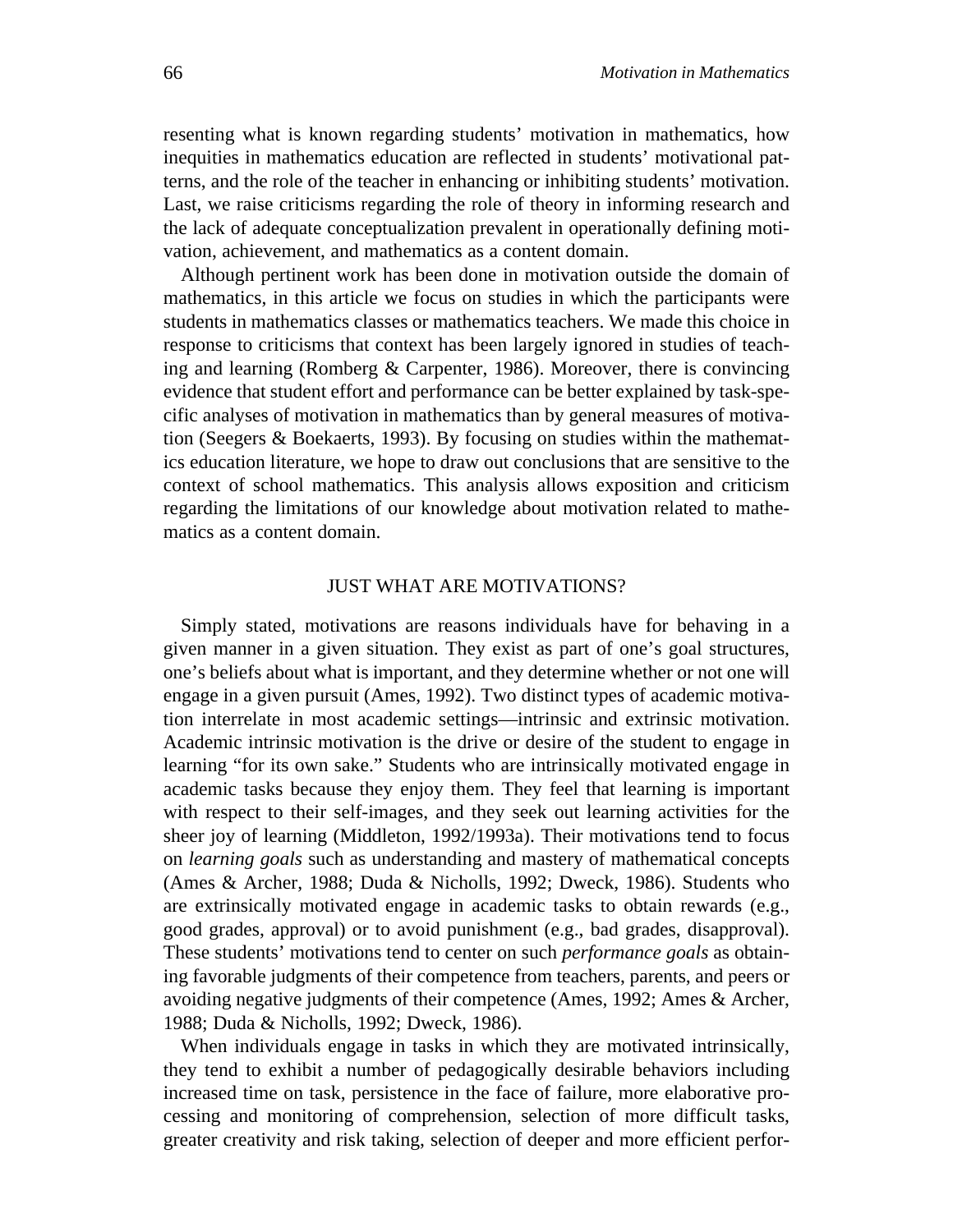resenting what is known regarding students' motivation in mathematics, how inequities in mathematics education are reflected in students' motivational patterns, and the role of the teacher in enhancing or inhibiting students' motivation. Last, we raise criticisms regarding the role of theory in informing research and the lack of adequate conceptualization prevalent in operationally defining motivation, achievement, and mathematics as a content domain.

Although pertinent work has been done in motivation outside the domain of mathematics, in this article we focus on studies in which the participants were students in mathematics classes or mathematics teachers. We made this choice in response to criticisms that context has been largely ignored in studies of teaching and learning (Romberg & Carpenter, 1986). Moreover, there is convincing evidence that student effort and performance can be better explained by task-specific analyses of motivation in mathematics than by general measures of motivation (Seegers & Boekaerts, 1993). By focusing on studies within the mathematics education literature, we hope to draw out conclusions that are sensitive to the context of school mathematics. This analysis allows exposition and criticism regarding the limitations of our knowledge about motivation related to mathematics as a content domain.

## JUST WHAT ARE MOTIVATIONS?

Simply stated, motivations are reasons individuals have for behaving in a given manner in a given situation. They exist as part of one's goal structures, one's beliefs about what is important, and they determine whether or not one will engage in a given pursuit (Ames, 1992). Two distinct types of academic motivation interrelate in most academic settings—intrinsic and extrinsic motivation. Academic intrinsic motivation is the drive or desire of the student to engage in learning "for its own sake." Students who are intrinsically motivated engage in academic tasks because they enjoy them. They feel that learning is important with respect to their self-images, and they seek out learning activities for the sheer joy of learning (Middleton, 1992/1993a). Their motivations tend to focus on *learning goals* such as understanding and mastery of mathematical concepts (Ames & Archer, 1988; Duda & Nicholls, 1992; Dweck, 1986). Students who are extrinsically motivated engage in academic tasks to obtain rewards (e.g., good grades, approval) or to avoid punishment (e.g., bad grades, disapproval). These students' motivations tend to center on such *performance goals* as obtaining favorable judgments of their competence from teachers, parents, and peers or avoiding negative judgments of their competence (Ames, 1992; Ames & Archer, 1988; Duda & Nicholls, 1992; Dweck, 1986).

When individuals engage in tasks in which they are motivated intrinsically, they tend to exhibit a number of pedagogically desirable behaviors including increased time on task, persistence in the face of failure, more elaborative processing and monitoring of comprehension, selection of more difficult tasks, greater creativity and risk taking, selection of deeper and more efficient perfor-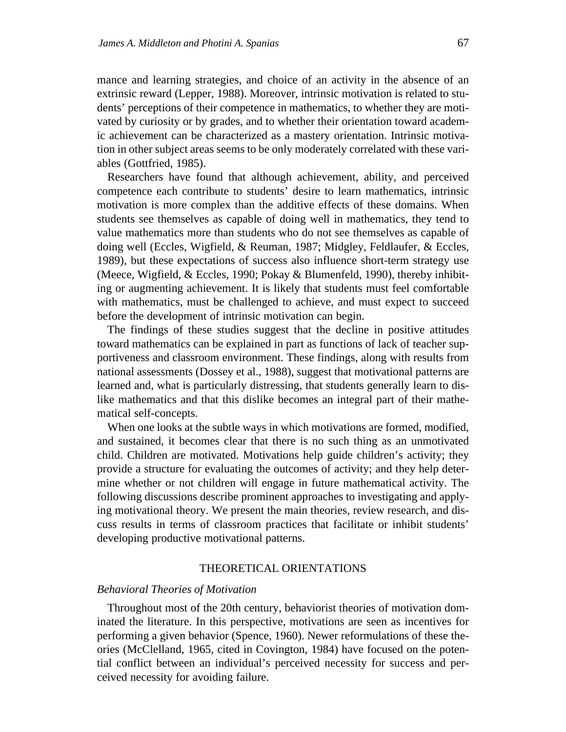mance and learning strategies, and choice of an activity in the absence of an extrinsic reward (Lepper, 1988). Moreover, intrinsic motivation is related to students' perceptions of their competence in mathematics, to whether they are motivated by curiosity or by grades, and to whether their orientation toward academic achievement can be characterized as a mastery orientation. Intrinsic motivation in other subject areas seems to be only moderately correlated with these variables (Gottfried, 1985).

Researchers have found that although achievement, ability, and perceived competence each contribute to students' desire to learn mathematics, intrinsic motivation is more complex than the additive effects of these domains. When students see themselves as capable of doing well in mathematics, they tend to value mathematics more than students who do not see themselves as capable of doing well (Eccles, Wigfield, & Reuman, 1987; Midgley, Feldlaufer, & Eccles, 1989), but these expectations of success also influence short-term strategy use (Meece, Wigfield, & Eccles, 1990; Pokay & Blumenfeld, 1990), thereby inhibiting or augmenting achievement. It is likely that students must feel comfortable with mathematics, must be challenged to achieve, and must expect to succeed before the development of intrinsic motivation can begin.

The findings of these studies suggest that the decline in positive attitudes toward mathematics can be explained in part as functions of lack of teacher supportiveness and classroom environment. These findings, along with results from national assessments (Dossey et al., 1988), suggest that motivational patterns are learned and, what is particularly distressing, that students generally learn to dislike mathematics and that this dislike becomes an integral part of their mathematical self-concepts.

When one looks at the subtle ways in which motivations are formed, modified, and sustained, it becomes clear that there is no such thing as an unmotivated child. Children are motivated. Motivations help guide children's activity; they provide a structure for evaluating the outcomes of activity; and they help determine whether or not children will engage in future mathematical activity. The following discussions describe prominent approaches to investigating and applying motivational theory. We present the main theories, review research, and discuss results in terms of classroom practices that facilitate or inhibit students' developing productive motivational patterns.

## THEORETICAL ORIENTATIONS

### *Behavioral Theories of Motivation*

Throughout most of the 20th century, behaviorist theories of motivation dominated the literature. In this perspective, motivations are seen as incentives for performing a given behavior (Spence, 1960). Newer reformulations of these theories (McClelland, 1965, cited in Covington, 1984) have focused on the potential conflict between an individual's perceived necessity for success and perceived necessity for avoiding failure.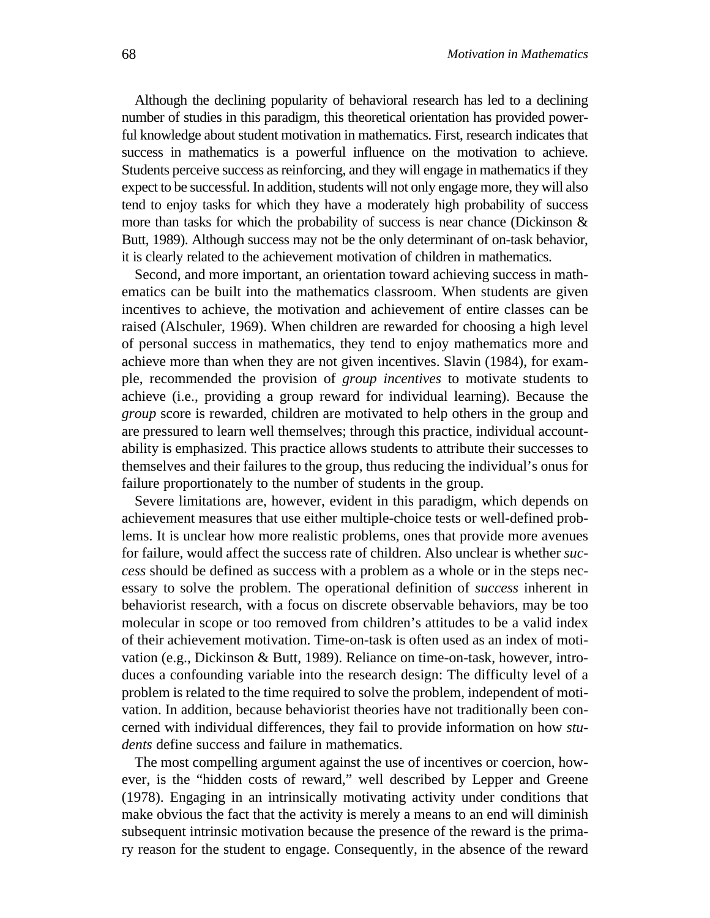Although the declining popularity of behavioral research has led to a declining number of studies in this paradigm, this theoretical orientation has provided powerful knowledge about student motivation in mathematics. First, research indicates that success in mathematics is a powerful influence on the motivation to achieve. Students perceive success as reinforcing, and they will engage in mathematics if they expect to be successful. In addition, students will not only engage more, they will also tend to enjoy tasks for which they have a moderately high probability of success more than tasks for which the probability of success is near chance (Dickinson & Butt, 1989). Although success may not be the only determinant of on-task behavior, it is clearly related to the achievement motivation of children in mathematics.

Second, and more important, an orientation toward achieving success in mathematics can be built into the mathematics classroom. When students are given incentives to achieve, the motivation and achievement of entire classes can be raised (Alschuler, 1969). When children are rewarded for choosing a high level of personal success in mathematics, they tend to enjoy mathematics more and achieve more than when they are not given incentives. Slavin (1984), for example, recommended the provision of *group incentives* to motivate students to achieve (i.e., providing a group reward for individual learning). Because the *group* score is rewarded, children are motivated to help others in the group and are pressured to learn well themselves; through this practice, individual accountability is emphasized. This practice allows students to attribute their successes to themselves and their failures to the group, thus reducing the individual's onus for failure proportionately to the number of students in the group.

Severe limitations are, however, evident in this paradigm, which depends on achievement measures that use either multiple-choice tests or well-defined problems. It is unclear how more realistic problems, ones that provide more avenues for failure, would affect the success rate of children. Also unclear is whether *success* should be defined as success with a problem as a whole or in the steps necessary to solve the problem. The operational definition of *success* inherent in behaviorist research, with a focus on discrete observable behaviors, may be too molecular in scope or too removed from children's attitudes to be a valid index of their achievement motivation. Time-on-task is often used as an index of motivation (e.g., Dickinson & Butt, 1989). Reliance on time-on-task, however, introduces a confounding variable into the research design: The difficulty level of a problem is related to the time required to solve the problem, independent of motivation. In addition, because behaviorist theories have not traditionally been concerned with individual differences, they fail to provide information on how *students* define success and failure in mathematics.

The most compelling argument against the use of incentives or coercion, however, is the "hidden costs of reward," well described by Lepper and Greene (1978). Engaging in an intrinsically motivating activity under conditions that make obvious the fact that the activity is merely a means to an end will diminish subsequent intrinsic motivation because the presence of the reward is the primary reason for the student to engage. Consequently, in the absence of the reward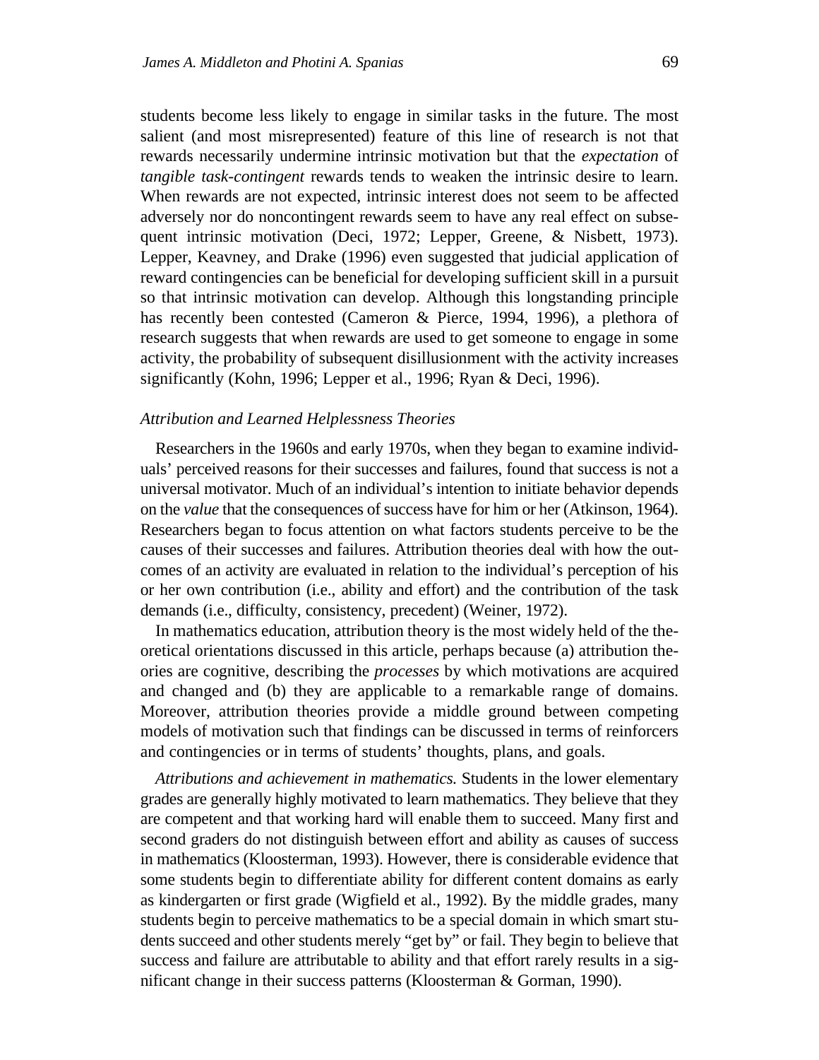students become less likely to engage in similar tasks in the future. The most salient (and most misrepresented) feature of this line of research is not that rewards necessarily undermine intrinsic motivation but that the *expectation* of *tangible task-contingent* rewards tends to weaken the intrinsic desire to learn. When rewards are not expected, intrinsic interest does not seem to be affected adversely nor do noncontingent rewards seem to have any real effect on subsequent intrinsic motivation (Deci, 1972; Lepper, Greene, & Nisbett, 1973). Lepper, Keavney, and Drake (1996) even suggested that judicial application of reward contingencies can be beneficial for developing sufficient skill in a pursuit so that intrinsic motivation can develop. Although this longstanding principle has recently been contested (Cameron & Pierce, 1994, 1996), a plethora of research suggests that when rewards are used to get someone to engage in some activity, the probability of subsequent disillusionment with the activity increases significantly (Kohn, 1996; Lepper et al., 1996; Ryan & Deci, 1996).

### *Attribution and Learned Helplessness Theories*

Researchers in the 1960s and early 1970s, when they began to examine individuals' perceived reasons for their successes and failures, found that success is not a universal motivator. Much of an individual's intention to initiate behavior depends on the *value* that the consequences of success have for him or her (Atkinson, 1964). Researchers began to focus attention on what factors students perceive to be the causes of their successes and failures. Attribution theories deal with how the outcomes of an activity are evaluated in relation to the individual's perception of his or her own contribution (i.e., ability and effort) and the contribution of the task demands (i.e., difficulty, consistency, precedent) (Weiner, 1972).

In mathematics education, attribution theory is the most widely held of the theoretical orientations discussed in this article, perhaps because (a) attribution theories are cognitive, describing the *processes* by which motivations are acquired and changed and (b) they are applicable to a remarkable range of domains. Moreover, attribution theories provide a middle ground between competing models of motivation such that findings can be discussed in terms of reinforcers and contingencies or in terms of students' thoughts, plans, and goals.

*Attributions and achievement in mathematics.* Students in the lower elementary grades are generally highly motivated to learn mathematics. They believe that they are competent and that working hard will enable them to succeed. Many first and second graders do not distinguish between effort and ability as causes of success in mathematics (Kloosterman, 1993). However, there is considerable evidence that some students begin to differentiate ability for different content domains as early as kindergarten or first grade (Wigfield et al., 1992). By the middle grades, many students begin to perceive mathematics to be a special domain in which smart students succeed and other students merely "get by" or fail. They begin to believe that success and failure are attributable to ability and that effort rarely results in a significant change in their success patterns (Kloosterman & Gorman, 1990).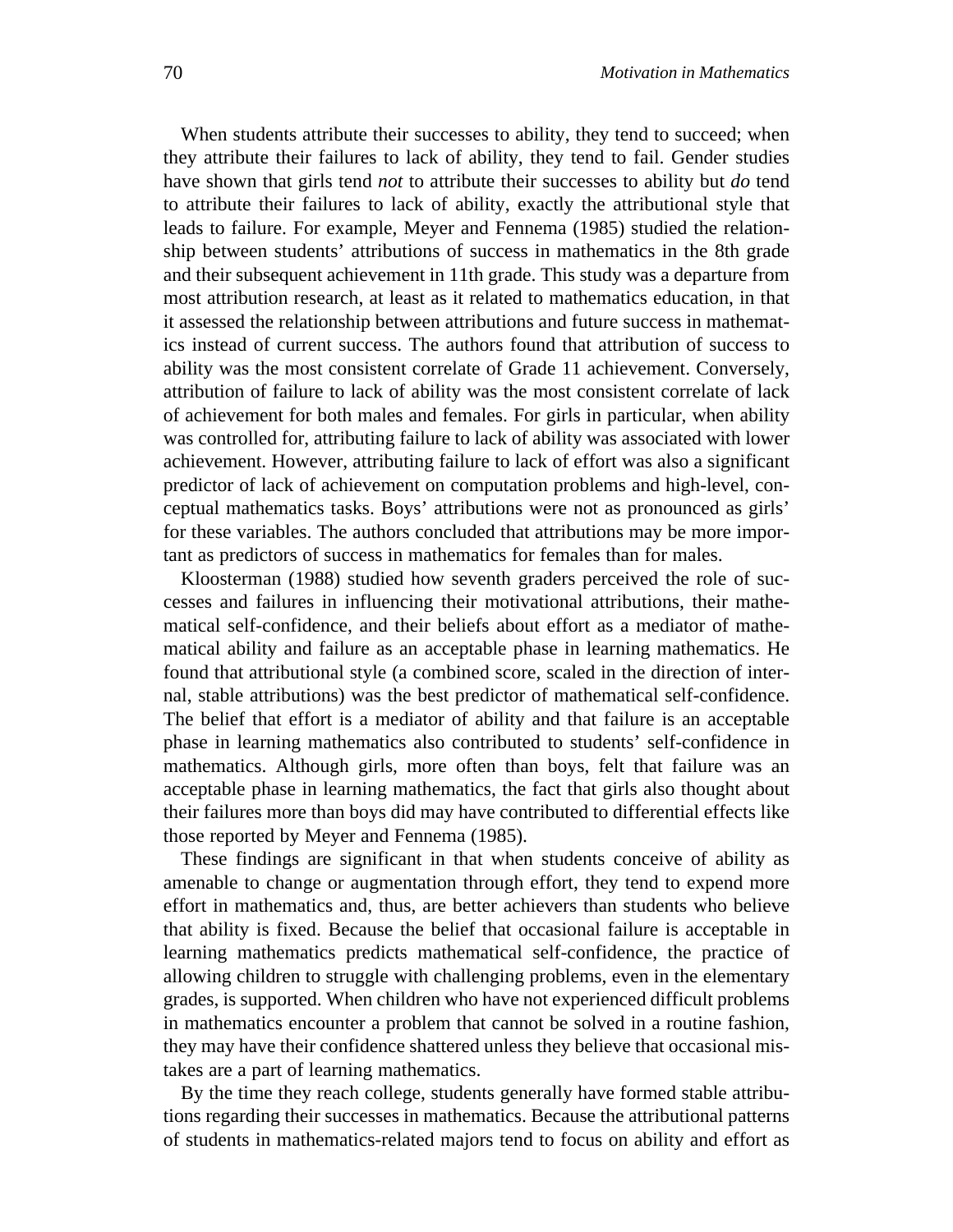When students attribute their successes to ability, they tend to succeed; when they attribute their failures to lack of ability, they tend to fail. Gender studies have shown that girls tend *not* to attribute their successes to ability but *do* tend to attribute their failures to lack of ability, exactly the attributional style that leads to failure. For example, Meyer and Fennema (1985) studied the relationship between students' attributions of success in mathematics in the 8th grade and their subsequent achievement in 11th grade. This study was a departure from most attribution research, at least as it related to mathematics education, in that it assessed the relationship between attributions and future success in mathematics instead of current success. The authors found that attribution of success to ability was the most consistent correlate of Grade 11 achievement. Conversely, attribution of failure to lack of ability was the most consistent correlate of lack of achievement for both males and females. For girls in particular, when ability was controlled for, attributing failure to lack of ability was associated with lower achievement. However, attributing failure to lack of effort was also a significant predictor of lack of achievement on computation problems and high-level, conceptual mathematics tasks. Boys' attributions were not as pronounced as girls' for these variables. The authors concluded that attributions may be more important as predictors of success in mathematics for females than for males.

Kloosterman (1988) studied how seventh graders perceived the role of successes and failures in influencing their motivational attributions, their mathematical self-confidence, and their beliefs about effort as a mediator of mathematical ability and failure as an acceptable phase in learning mathematics. He found that attributional style (a combined score, scaled in the direction of internal, stable attributions) was the best predictor of mathematical self-confidence. The belief that effort is a mediator of ability and that failure is an acceptable phase in learning mathematics also contributed to students' self-confidence in mathematics. Although girls, more often than boys, felt that failure was an acceptable phase in learning mathematics, the fact that girls also thought about their failures more than boys did may have contributed to differential effects like those reported by Meyer and Fennema (1985).

These findings are significant in that when students conceive of ability as amenable to change or augmentation through effort, they tend to expend more effort in mathematics and, thus, are better achievers than students who believe that ability is fixed. Because the belief that occasional failure is acceptable in learning mathematics predicts mathematical self-confidence, the practice of allowing children to struggle with challenging problems, even in the elementary grades, is supported. When children who have not experienced difficult problems in mathematics encounter a problem that cannot be solved in a routine fashion, they may have their confidence shattered unless they believe that occasional mistakes are a part of learning mathematics.

By the time they reach college, students generally have formed stable attributions regarding their successes in mathematics. Because the attributional patterns of students in mathematics-related majors tend to focus on ability and effort as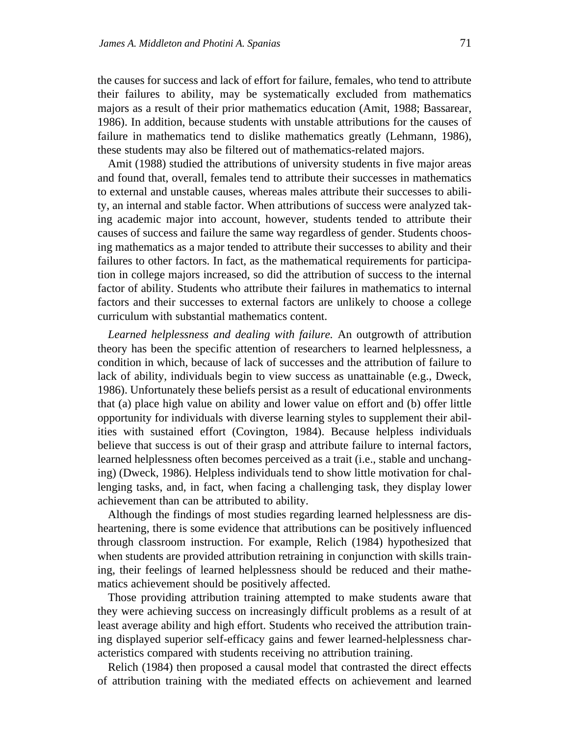the causes for success and lack of effort for failure, females, who tend to attribute their failures to ability, may be systematically excluded from mathematics majors as a result of their prior mathematics education (Amit, 1988; Bassarear, 1986). In addition, because students with unstable attributions for the causes of failure in mathematics tend to dislike mathematics greatly (Lehmann, 1986), these students may also be filtered out of mathematics-related majors.

Amit (1988) studied the attributions of university students in five major areas and found that, overall, females tend to attribute their successes in mathematics to external and unstable causes, whereas males attribute their successes to ability, an internal and stable factor. When attributions of success were analyzed taking academic major into account, however, students tended to attribute their causes of success and failure the same way regardless of gender. Students choosing mathematics as a major tended to attribute their successes to ability and their failures to other factors. In fact, as the mathematical requirements for participation in college majors increased, so did the attribution of success to the internal factor of ability. Students who attribute their failures in mathematics to internal factors and their successes to external factors are unlikely to choose a college curriculum with substantial mathematics content.

*Learned helplessness and dealing with failure.* An outgrowth of attribution theory has been the specific attention of researchers to learned helplessness, a condition in which, because of lack of successes and the attribution of failure to lack of ability, individuals begin to view success as unattainable (e.g., Dweck, 1986). Unfortunately these beliefs persist as a result of educational environments that (a) place high value on ability and lower value on effort and (b) offer little opportunity for individuals with diverse learning styles to supplement their abilities with sustained effort (Covington, 1984). Because helpless individuals believe that success is out of their grasp and attribute failure to internal factors, learned helplessness often becomes perceived as a trait (i.e., stable and unchanging) (Dweck, 1986). Helpless individuals tend to show little motivation for challenging tasks, and, in fact, when facing a challenging task, they display lower achievement than can be attributed to ability.

Although the findings of most studies regarding learned helplessness are disheartening, there is some evidence that attributions can be positively influenced through classroom instruction. For example, Relich (1984) hypothesized that when students are provided attribution retraining in conjunction with skills training, their feelings of learned helplessness should be reduced and their mathematics achievement should be positively affected.

Those providing attribution training attempted to make students aware that they were achieving success on increasingly difficult problems as a result of at least average ability and high effort. Students who received the attribution training displayed superior self-efficacy gains and fewer learned-helplessness characteristics compared with students receiving no attribution training.

Relich (1984) then proposed a causal model that contrasted the direct effects of attribution training with the mediated effects on achievement and learned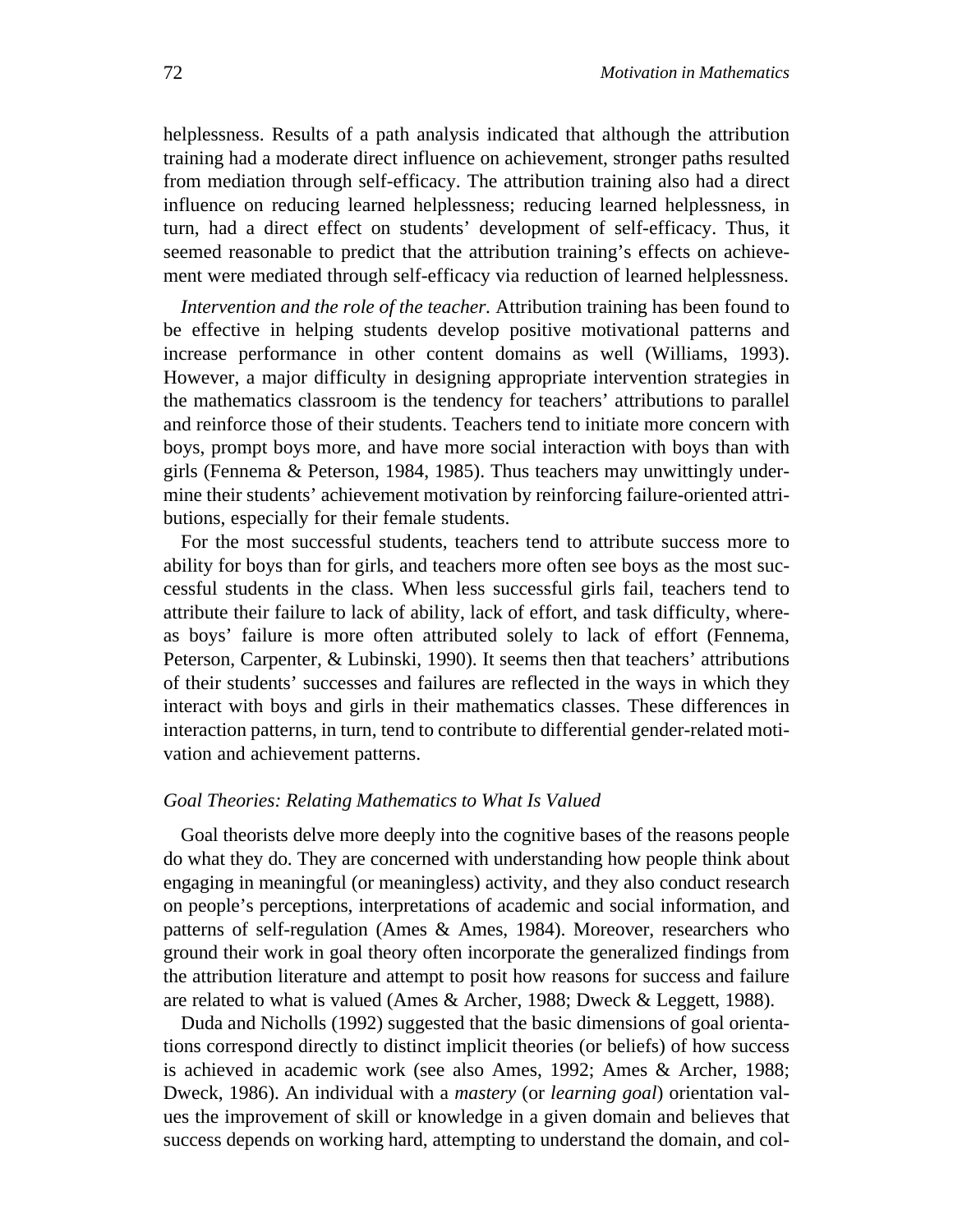helplessness. Results of a path analysis indicated that although the attribution training had a moderate direct influence on achievement, stronger paths resulted from mediation through self-efficacy. The attribution training also had a direct influence on reducing learned helplessness; reducing learned helplessness, in turn, had a direct effect on students' development of self-efficacy. Thus, it seemed reasonable to predict that the attribution training's effects on achievement were mediated through self-efficacy via reduction of learned helplessness.

*Intervention and the role of the teacher.* Attribution training has been found to be effective in helping students develop positive motivational patterns and increase performance in other content domains as well (Williams, 1993). However, a major difficulty in designing appropriate intervention strategies in the mathematics classroom is the tendency for teachers' attributions to parallel and reinforce those of their students. Teachers tend to initiate more concern with boys, prompt boys more, and have more social interaction with boys than with girls (Fennema & Peterson, 1984, 1985). Thus teachers may unwittingly undermine their students' achievement motivation by reinforcing failure-oriented attributions, especially for their female students.

For the most successful students, teachers tend to attribute success more to ability for boys than for girls, and teachers more often see boys as the most successful students in the class. When less successful girls fail, teachers tend to attribute their failure to lack of ability, lack of effort, and task difficulty, whereas boys' failure is more often attributed solely to lack of effort (Fennema, Peterson, Carpenter, & Lubinski, 1990). It seems then that teachers' attributions of their students' successes and failures are reflected in the ways in which they interact with boys and girls in their mathematics classes. These differences in interaction patterns, in turn, tend to contribute to differential gender-related motivation and achievement patterns.

### *Goal Theories: Relating Mathematics to What Is Valued*

Goal theorists delve more deeply into the cognitive bases of the reasons people do what they do. They are concerned with understanding how people think about engaging in meaningful (or meaningless) activity, and they also conduct research on people's perceptions, interpretations of academic and social information, and patterns of self-regulation (Ames & Ames, 1984). Moreover, researchers who ground their work in goal theory often incorporate the generalized findings from the attribution literature and attempt to posit how reasons for success and failure are related to what is valued (Ames & Archer, 1988; Dweck & Leggett, 1988).

Duda and Nicholls (1992) suggested that the basic dimensions of goal orientations correspond directly to distinct implicit theories (or beliefs) of how success is achieved in academic work (see also Ames, 1992; Ames & Archer, 1988; Dweck, 1986). An individual with a *mastery* (or *learning goal*) orientation values the improvement of skill or knowledge in a given domain and believes that success depends on working hard, attempting to understand the domain, and col-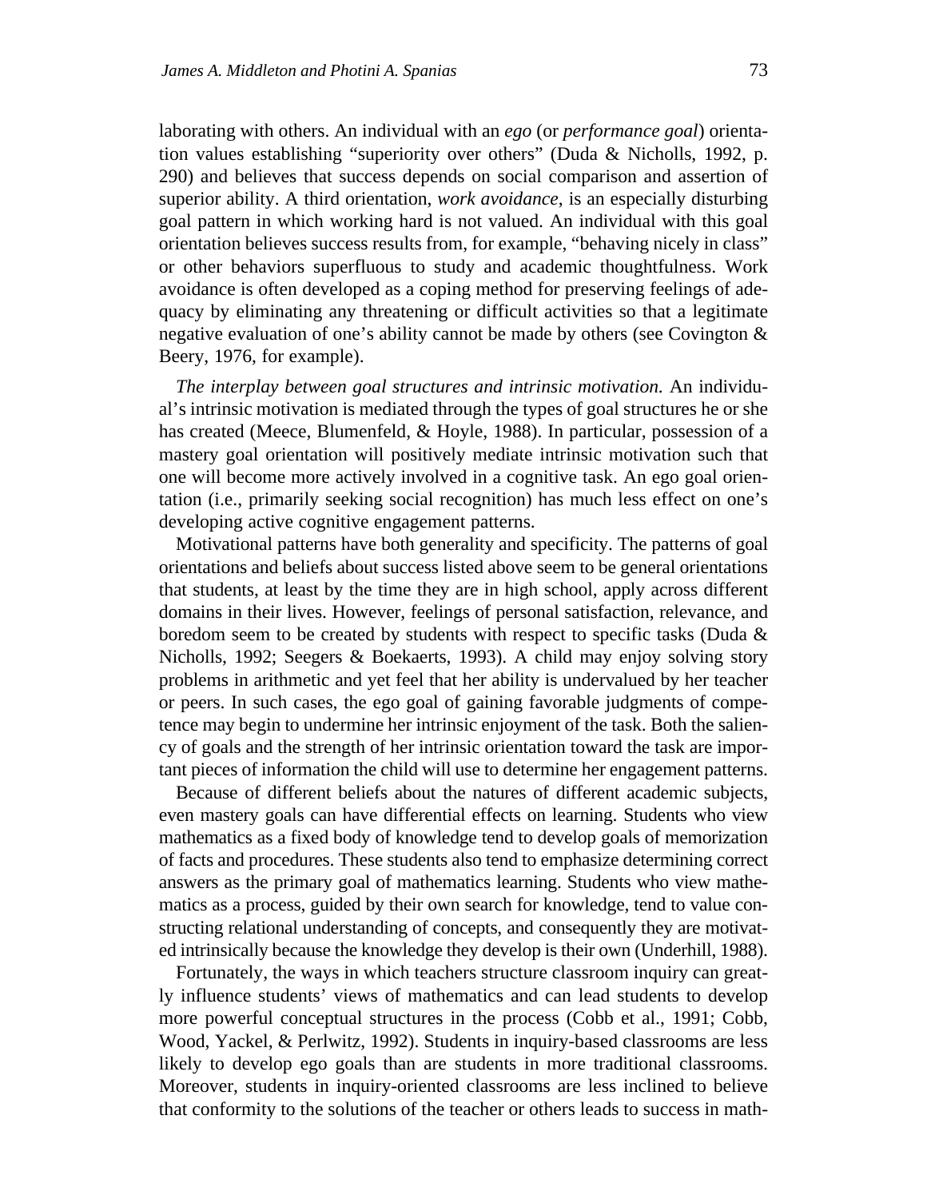laborating with others. An individual with an *ego* (or *performance goal*) orientation values establishing "superiority over others" (Duda & Nicholls, 1992, p. 290) and believes that success depends on social comparison and assertion of superior ability. A third orientation, *work avoidance*, is an especially disturbing goal pattern in which working hard is not valued. An individual with this goal orientation believes success results from, for example, "behaving nicely in class" or other behaviors superfluous to study and academic thoughtfulness. Work avoidance is often developed as a coping method for preserving feelings of adequacy by eliminating any threatening or difficult activities so that a legitimate negative evaluation of one's ability cannot be made by others (see Covington & Beery, 1976, for example).

*The interplay between goal structures and intrinsic motivation.* An individual's intrinsic motivation is mediated through the types of goal structures he or she has created (Meece, Blumenfeld, & Hoyle, 1988). In particular, possession of a mastery goal orientation will positively mediate intrinsic motivation such that one will become more actively involved in a cognitive task. An ego goal orientation (i.e., primarily seeking social recognition) has much less effect on one's developing active cognitive engagement patterns.

Motivational patterns have both generality and specificity. The patterns of goal orientations and beliefs about success listed above seem to be general orientations that students, at least by the time they are in high school, apply across different domains in their lives. However, feelings of personal satisfaction, relevance, and boredom seem to be created by students with respect to specific tasks (Duda & Nicholls, 1992; Seegers & Boekaerts, 1993). A child may enjoy solving story problems in arithmetic and yet feel that her ability is undervalued by her teacher or peers. In such cases, the ego goal of gaining favorable judgments of competence may begin to undermine her intrinsic enjoyment of the task. Both the saliency of goals and the strength of her intrinsic orientation toward the task are important pieces of information the child will use to determine her engagement patterns.

Because of different beliefs about the natures of different academic subjects, even mastery goals can have differential effects on learning. Students who view mathematics as a fixed body of knowledge tend to develop goals of memorization of facts and procedures. These students also tend to emphasize determining correct answers as the primary goal of mathematics learning. Students who view mathematics as a process, guided by their own search for knowledge, tend to value constructing relational understanding of concepts, and consequently they are motivated intrinsically because the knowledge they develop is their own (Underhill, 1988).

Fortunately, the ways in which teachers structure classroom inquiry can greatly influence students' views of mathematics and can lead students to develop more powerful conceptual structures in the process (Cobb et al., 1991; Cobb, Wood, Yackel, & Perlwitz, 1992). Students in inquiry-based classrooms are less likely to develop ego goals than are students in more traditional classrooms. Moreover, students in inquiry-oriented classrooms are less inclined to believe that conformity to the solutions of the teacher or others leads to success in math-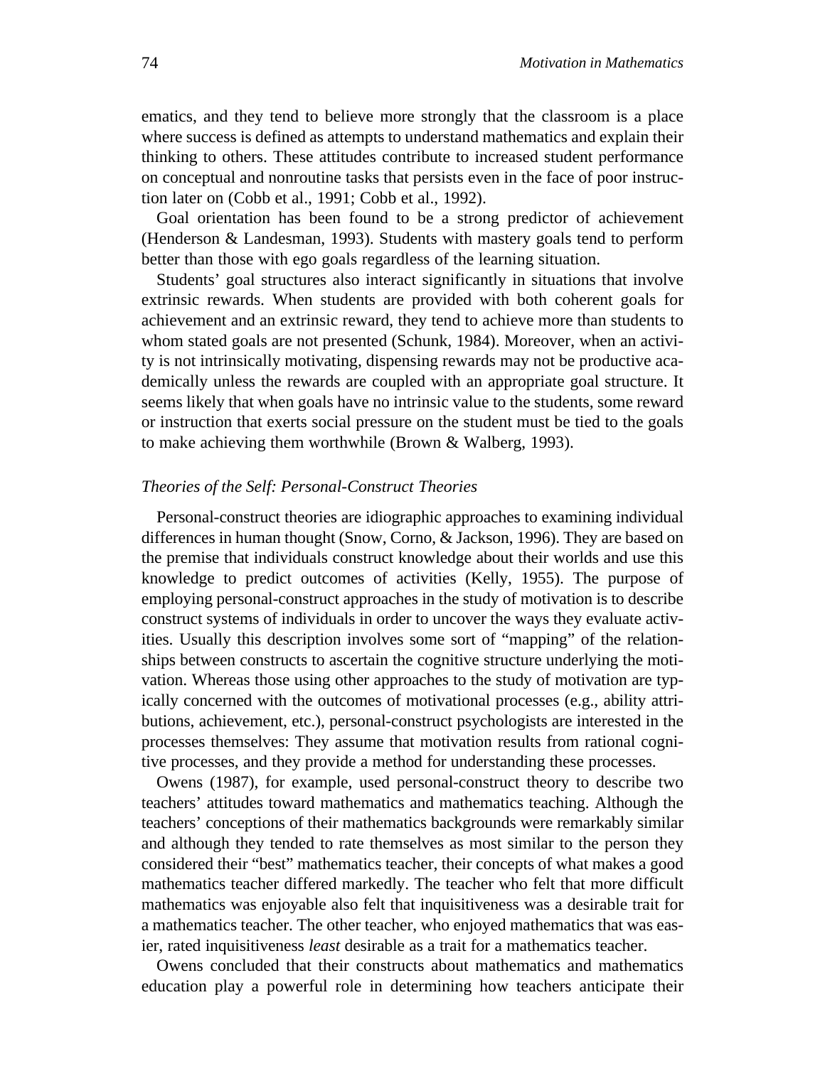ematics, and they tend to believe more strongly that the classroom is a place where success is defined as attempts to understand mathematics and explain their thinking to others. These attitudes contribute to increased student performance on conceptual and nonroutine tasks that persists even in the face of poor instruction later on (Cobb et al., 1991; Cobb et al., 1992).

Goal orientation has been found to be a strong predictor of achievement (Henderson & Landesman, 1993). Students with mastery goals tend to perform better than those with ego goals regardless of the learning situation.

Students' goal structures also interact significantly in situations that involve extrinsic rewards. When students are provided with both coherent goals for achievement and an extrinsic reward, they tend to achieve more than students to whom stated goals are not presented (Schunk, 1984). Moreover, when an activity is not intrinsically motivating, dispensing rewards may not be productive academically unless the rewards are coupled with an appropriate goal structure. It seems likely that when goals have no intrinsic value to the students, some reward or instruction that exerts social pressure on the student must be tied to the goals to make achieving them worthwhile (Brown & Walberg, 1993).

### *Theories of the Self: Personal-Construct Theories*

Personal-construct theories are idiographic approaches to examining individual differences in human thought (Snow, Corno, & Jackson, 1996). They are based on the premise that individuals construct knowledge about their worlds and use this knowledge to predict outcomes of activities (Kelly, 1955). The purpose of employing personal-construct approaches in the study of motivation is to describe construct systems of individuals in order to uncover the ways they evaluate activities. Usually this description involves some sort of "mapping" of the relationships between constructs to ascertain the cognitive structure underlying the motivation. Whereas those using other approaches to the study of motivation are typically concerned with the outcomes of motivational processes (e.g., ability attributions, achievement, etc.), personal-construct psychologists are interested in the processes themselves: They assume that motivation results from rational cognitive processes, and they provide a method for understanding these processes.

Owens (1987), for example, used personal-construct theory to describe two teachers' attitudes toward mathematics and mathematics teaching. Although the teachers' conceptions of their mathematics backgrounds were remarkably similar and although they tended to rate themselves as most similar to the person they considered their "best" mathematics teacher, their concepts of what makes a good mathematics teacher differed markedly. The teacher who felt that more difficult mathematics was enjoyable also felt that inquisitiveness was a desirable trait for a mathematics teacher. The other teacher, who enjoyed mathematics that was easier, rated inquisitiveness *least* desirable as a trait for a mathematics teacher.

Owens concluded that their constructs about mathematics and mathematics education play a powerful role in determining how teachers anticipate their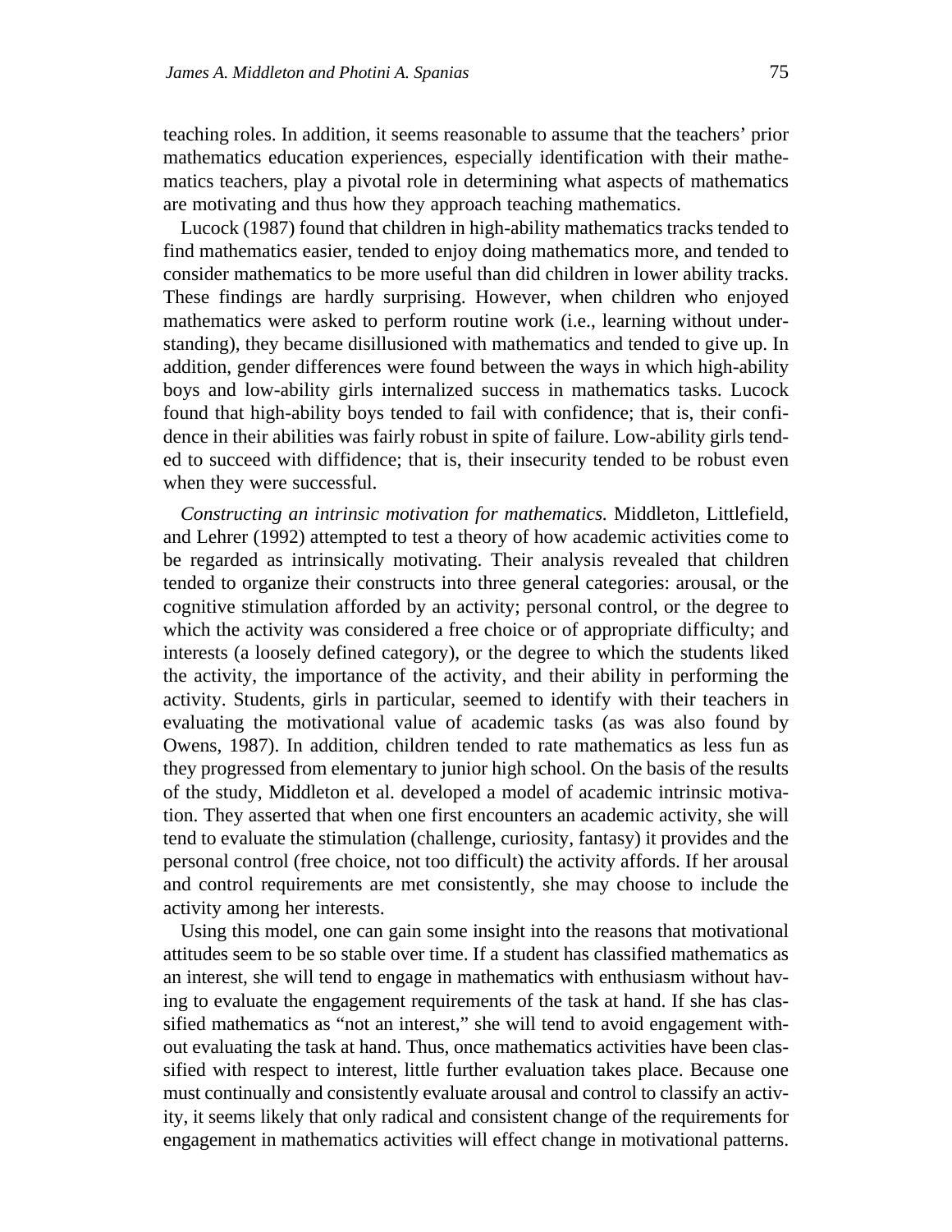teaching roles. In addition, it seems reasonable to assume that the teachers' prior mathematics education experiences, especially identification with their mathematics teachers, play a pivotal role in determining what aspects of mathematics are motivating and thus how they approach teaching mathematics.

Lucock (1987) found that children in high-ability mathematics tracks tended to find mathematics easier, tended to enjoy doing mathematics more, and tended to consider mathematics to be more useful than did children in lower ability tracks. These findings are hardly surprising. However, when children who enjoyed mathematics were asked to perform routine work (i.e., learning without understanding), they became disillusioned with mathematics and tended to give up. In addition, gender differences were found between the ways in which high-ability boys and low-ability girls internalized success in mathematics tasks. Lucock found that high-ability boys tended to fail with confidence; that is, their confidence in their abilities was fairly robust in spite of failure. Low-ability girls tended to succeed with diffidence; that is, their insecurity tended to be robust even when they were successful.

*Constructing an intrinsic motivation for mathematics.* Middleton, Littlefield, and Lehrer (1992) attempted to test a theory of how academic activities come to be regarded as intrinsically motivating. Their analysis revealed that children tended to organize their constructs into three general categories: arousal, or the cognitive stimulation afforded by an activity; personal control, or the degree to which the activity was considered a free choice or of appropriate difficulty; and interests (a loosely defined category), or the degree to which the students liked the activity, the importance of the activity, and their ability in performing the activity. Students, girls in particular, seemed to identify with their teachers in evaluating the motivational value of academic tasks (as was also found by Owens, 1987). In addition, children tended to rate mathematics as less fun as they progressed from elementary to junior high school. On the basis of the results of the study, Middleton et al. developed a model of academic intrinsic motivation. They asserted that when one first encounters an academic activity, she will tend to evaluate the stimulation (challenge, curiosity, fantasy) it provides and the personal control (free choice, not too difficult) the activity affords. If her arousal and control requirements are met consistently, she may choose to include the activity among her interests.

Using this model, one can gain some insight into the reasons that motivational attitudes seem to be so stable over time. If a student has classified mathematics as an interest, she will tend to engage in mathematics with enthusiasm without having to evaluate the engagement requirements of the task at hand. If she has classified mathematics as "not an interest," she will tend to avoid engagement without evaluating the task at hand. Thus, once mathematics activities have been classified with respect to interest, little further evaluation takes place. Because one must continually and consistently evaluate arousal and control to classify an activity, it seems likely that only radical and consistent change of the requirements for engagement in mathematics activities will effect change in motivational patterns.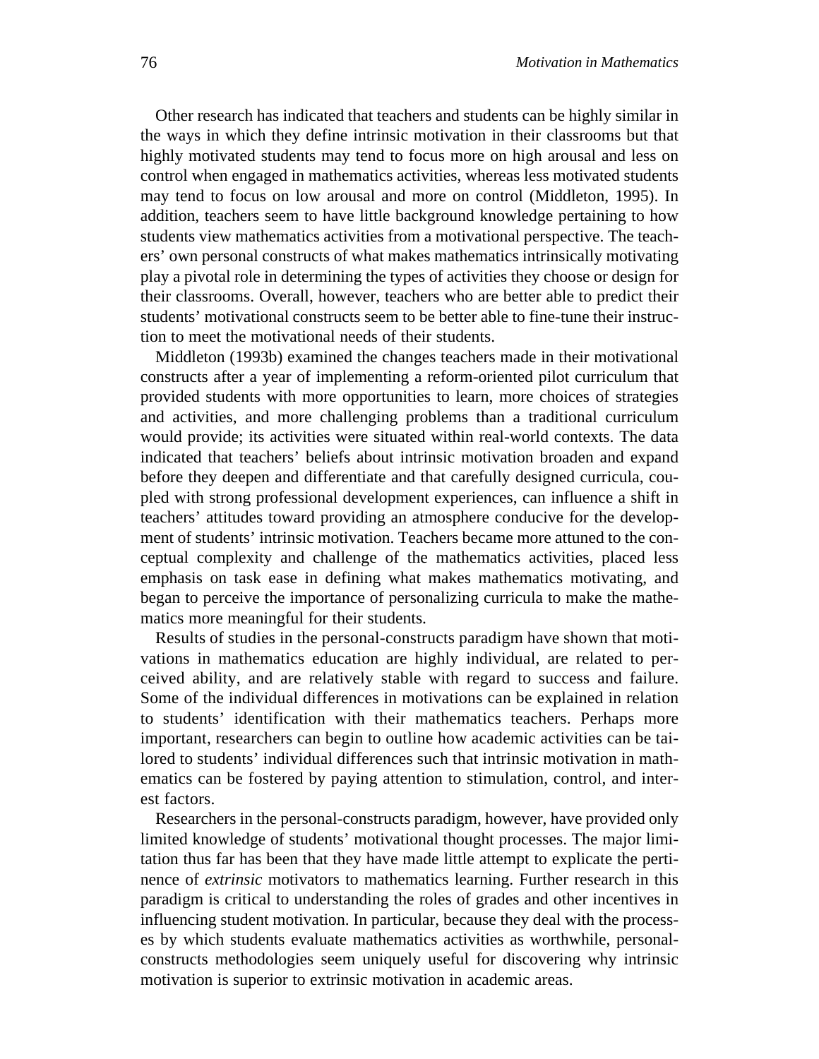Other research has indicated that teachers and students can be highly similar in the ways in which they define intrinsic motivation in their classrooms but that highly motivated students may tend to focus more on high arousal and less on control when engaged in mathematics activities, whereas less motivated students may tend to focus on low arousal and more on control (Middleton, 1995). In addition, teachers seem to have little background knowledge pertaining to how students view mathematics activities from a motivational perspective. The teachers' own personal constructs of what makes mathematics intrinsically motivating play a pivotal role in determining the types of activities they choose or design for their classrooms. Overall, however, teachers who are better able to predict their students' motivational constructs seem to be better able to fine-tune their instruction to meet the motivational needs of their students.

Middleton (1993b) examined the changes teachers made in their motivational constructs after a year of implementing a reform-oriented pilot curriculum that provided students with more opportunities to learn, more choices of strategies and activities, and more challenging problems than a traditional curriculum would provide; its activities were situated within real-world contexts. The data indicated that teachers' beliefs about intrinsic motivation broaden and expand before they deepen and differentiate and that carefully designed curricula, coupled with strong professional development experiences, can influence a shift in teachers' attitudes toward providing an atmosphere conducive for the development of students' intrinsic motivation. Teachers became more attuned to the conceptual complexity and challenge of the mathematics activities, placed less emphasis on task ease in defining what makes mathematics motivating, and began to perceive the importance of personalizing curricula to make the mathematics more meaningful for their students.

Results of studies in the personal-constructs paradigm have shown that motivations in mathematics education are highly individual, are related to perceived ability, and are relatively stable with regard to success and failure. Some of the individual differences in motivations can be explained in relation to students' identification with their mathematics teachers. Perhaps more important, researchers can begin to outline how academic activities can be tailored to students' individual differences such that intrinsic motivation in mathematics can be fostered by paying attention to stimulation, control, and interest factors.

Researchers in the personal-constructs paradigm, however, have provided only limited knowledge of students' motivational thought processes. The major limitation thus far has been that they have made little attempt to explicate the pertinence of *extrinsic* motivators to mathematics learning. Further research in this paradigm is critical to understanding the roles of grades and other incentives in influencing student motivation. In particular, because they deal with the processes by which students evaluate mathematics activities as worthwhile, personal-constructs methodologies seem uniquely useful for discovering why intrinsic motivation is superior to extrinsic motivation in academic areas.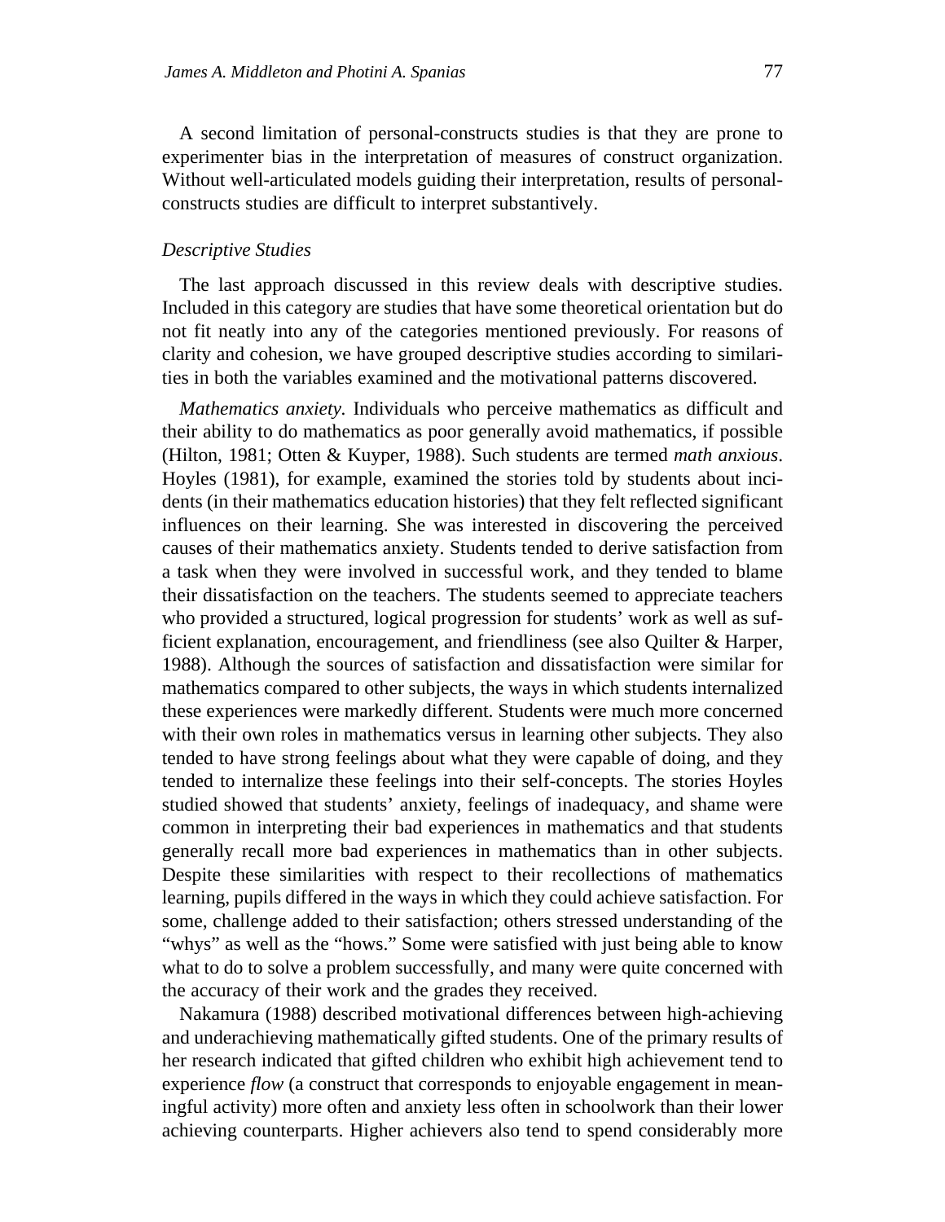A second limitation of personal-constructs studies is that they are prone to experimenter bias in the interpretation of measures of construct organization. Without well-articulated models guiding their interpretation, results of personal-constructs studies are difficult to interpret substantively.

### *Descriptive Studies*

The last approach discussed in this review deals with descriptive studies. Included in this category are studies that have some theoretical orientation but do not fit neatly into any of the categories mentioned previously. For reasons of clarity and cohesion, we have grouped descriptive studies according to similarities in both the variables examined and the motivational patterns discovered.

*Mathematics anxiety.* Individuals who perceive mathematics as difficult and their ability to do mathematics as poor generally avoid mathematics, if possible (Hilton, 1981; Otten & Kuyper, 1988). Such students are termed *math anxious*. Hoyles (1981), for example, examined the stories told by students about incidents (in their mathematics education histories) that they felt reflected significant influences on their learning. She was interested in discovering the perceived causes of their mathematics anxiety. Students tended to derive satisfaction from a task when they were involved in successful work, and they tended to blame their dissatisfaction on the teachers. The students seemed to appreciate teachers who provided a structured, logical progression for students' work as well as sufficient explanation, encouragement, and friendliness (see also Quilter & Harper, 1988). Although the sources of satisfaction and dissatisfaction were similar for mathematics compared to other subjects, the ways in which students internalized these experiences were markedly different. Students were much more concerned with their own roles in mathematics versus in learning other subjects. They also tended to have strong feelings about what they were capable of doing, and they tended to internalize these feelings into their self-concepts. The stories Hoyles studied showed that students' anxiety, feelings of inadequacy, and shame were common in interpreting their bad experiences in mathematics and that students generally recall more bad experiences in mathematics than in other subjects. Despite these similarities with respect to their recollections of mathematics learning, pupils differed in the ways in which they could achieve satisfaction. For some, challenge added to their satisfaction; others stressed understanding of the "whys" as well as the "hows." Some were satisfied with just being able to know what to do to solve a problem successfully, and many were quite concerned with the accuracy of their work and the grades they received.

Nakamura (1988) described motivational differences between high-achieving and underachieving mathematically gifted students. One of the primary results of her research indicated that gifted children who exhibit high achievement tend to experience *flow* (a construct that corresponds to enjoyable engagement in meaningful activity) more often and anxiety less often in schoolwork than their lower achieving counterparts. Higher achievers also tend to spend considerably more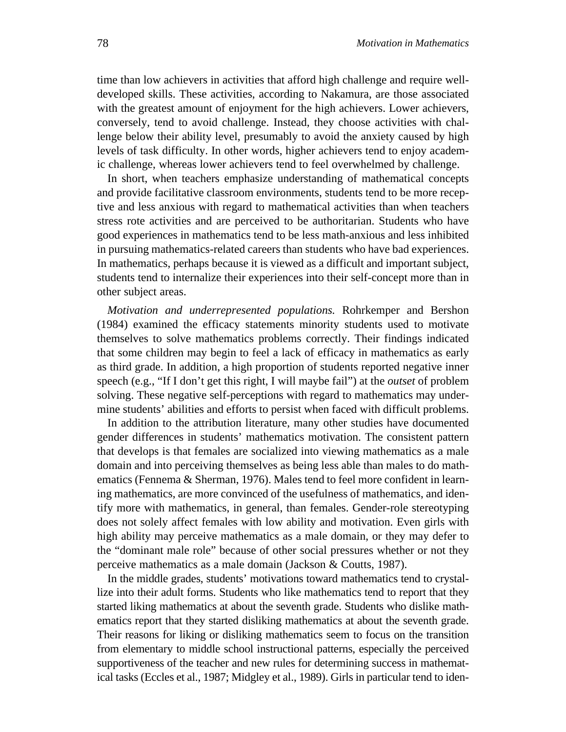time than low achievers in activities that afford high challenge and require well-developed skills. These activities, according to Nakamura, are those associated with the greatest amount of enjoyment for the high achievers. Lower achievers, conversely, tend to avoid challenge. Instead, they choose activities with challenge below their ability level, presumably to avoid the anxiety caused by high levels of task difficulty. In other words, higher achievers tend to enjoy academic challenge, whereas lower achievers tend to feel overwhelmed by challenge.

In short, when teachers emphasize understanding of mathematical concepts and provide facilitative classroom environments, students tend to be more receptive and less anxious with regard to mathematical activities than when teachers stress rote activities and are perceived to be authoritarian. Students who have good experiences in mathematics tend to be less math-anxious and less inhibited in pursuing mathematics-related careers than students who have bad experiences. In mathematics, perhaps because it is viewed as a difficult and important subject, students tend to internalize their experiences into their self-concept more than in other subject areas.

*Motivation and underrepresented populations.* Rohrkemper and Bershon (1984) examined the efficacy statements minority students used to motivate themselves to solve mathematics problems correctly. Their findings indicated that some children may begin to feel a lack of efficacy in mathematics as early as third grade. In addition, a high proportion of students reported negative inner speech (e.g., "If I don't get this right, I will maybe fail") at the *outset* of problem solving. These negative self-perceptions with regard to mathematics may undermine students' abilities and efforts to persist when faced with difficult problems.

In addition to the attribution literature, many other studies have documented gender differences in students' mathematics motivation. The consistent pattern that develops is that females are socialized into viewing mathematics as a male domain and into perceiving themselves as being less able than males to do mathematics (Fennema & Sherman, 1976). Males tend to feel more confident in learning mathematics, are more convinced of the usefulness of mathematics, and identify more with mathematics, in general, than females. Gender-role stereotyping does not solely affect females with low ability and motivation. Even girls with high ability may perceive mathematics as a male domain, or they may defer to the "dominant male role" because of other social pressures whether or not they perceive mathematics as a male domain (Jackson & Coutts, 1987).

In the middle grades, students' motivations toward mathematics tend to crystallize into their adult forms. Students who like mathematics tend to report that they started liking mathematics at about the seventh grade. Students who dislike mathematics report that they started disliking mathematics at about the seventh grade. Their reasons for liking or disliking mathematics seem to focus on the transition from elementary to middle school instructional patterns, especially the perceived supportiveness of the teacher and new rules for determining success in mathematical tasks (Eccles et al., 1987; Midgley et al., 1989). Girls in particular tend to iden-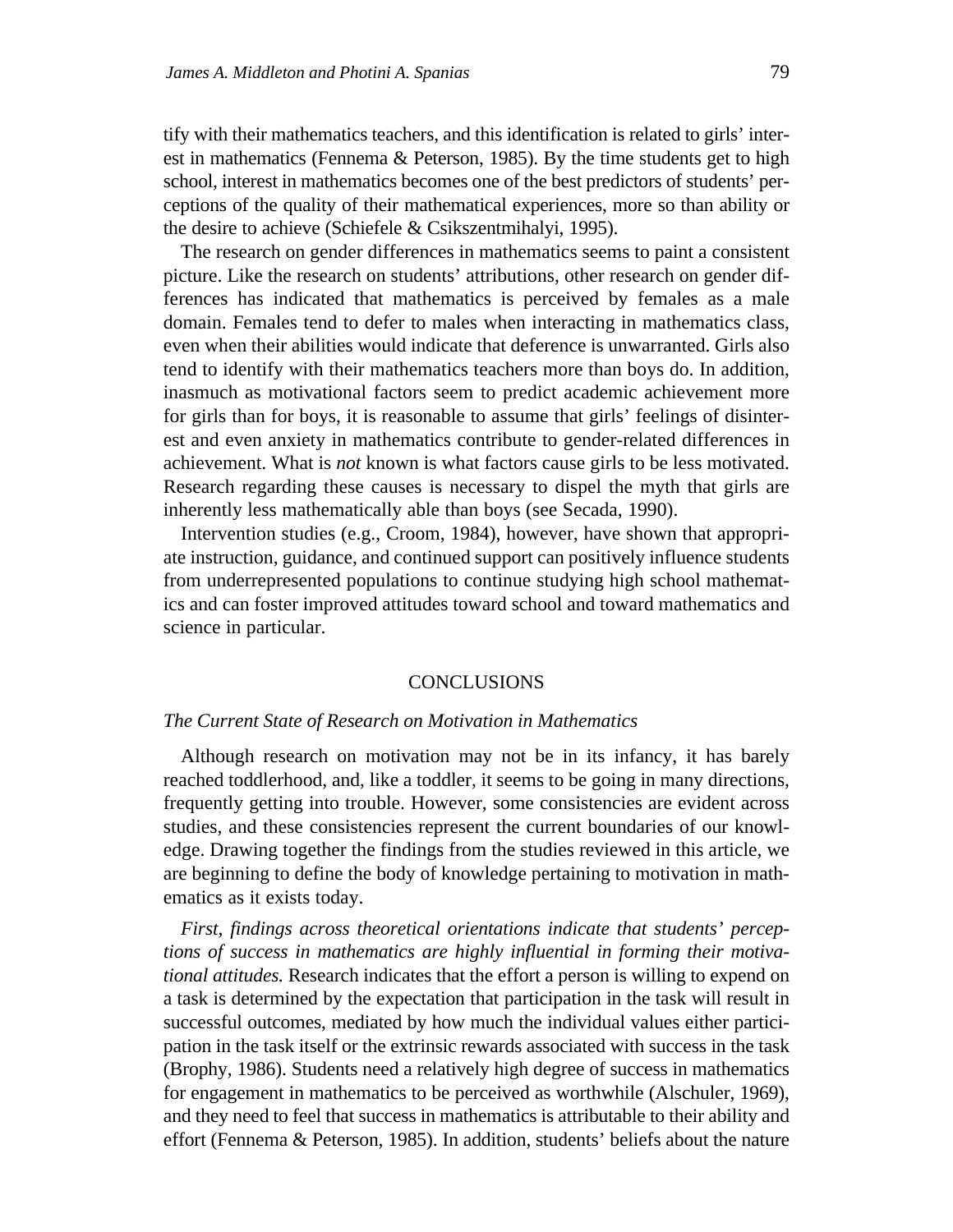tify with their mathematics teachers, and this identification is related to girls' interest in mathematics (Fennema & Peterson, 1985). By the time students get to high school, interest in mathematics becomes one of the best predictors of students' perceptions of the quality of their mathematical experiences, more so than ability or the desire to achieve (Schiefele & Csikszentmihalyi, 1995).

The research on gender differences in mathematics seems to paint a consistent picture. Like the research on students' attributions, other research on gender differences has indicated that mathematics is perceived by females as a male domain. Females tend to defer to males when interacting in mathematics class, even when their abilities would indicate that deference is unwarranted. Girls also tend to identify with their mathematics teachers more than boys do. In addition, inasmuch as motivational factors seem to predict academic achievement more for girls than for boys, it is reasonable to assume that girls' feelings of disinterest and even anxiety in mathematics contribute to gender-related differences in achievement. What is *not* known is what factors cause girls to be less motivated. Research regarding these causes is necessary to dispel the myth that girls are inherently less mathematically able than boys (see Secada, 1990).

Intervention studies (e.g., Croom, 1984), however, have shown that appropriate instruction, guidance, and continued support can positively influence students from underrepresented populations to continue studying high school mathematics and can foster improved attitudes toward school and toward mathematics and science in particular.

## CONCLUSIONS

### *The Current State of Research on Motivation in Mathematics*

Although research on motivation may not be in its infancy, it has barely reached toddlerhood, and, like a toddler, it seems to be going in many directions, frequently getting into trouble. However, some consistencies are evident across studies, and these consistencies represent the current boundaries of our knowledge. Drawing together the findings from the studies reviewed in this article, we are beginning to define the body of knowledge pertaining to motivation in mathematics as it exists today.

*First, findings across theoretical orientations indicate that students' perceptions of success in mathematics are highly influential in forming their motivational attitudes.* Research indicates that the effort a person is willing to expend on a task is determined by the expectation that participation in the task will result in successful outcomes, mediated by how much the individual values either participation in the task itself or the extrinsic rewards associated with success in the task (Brophy, 1986). Students need a relatively high degree of success in mathematics for engagement in mathematics to be perceived as worthwhile (Alschuler, 1969), and they need to feel that success in mathematics is attributable to their ability and effort (Fennema & Peterson, 1985). In addition, students' beliefs about the nature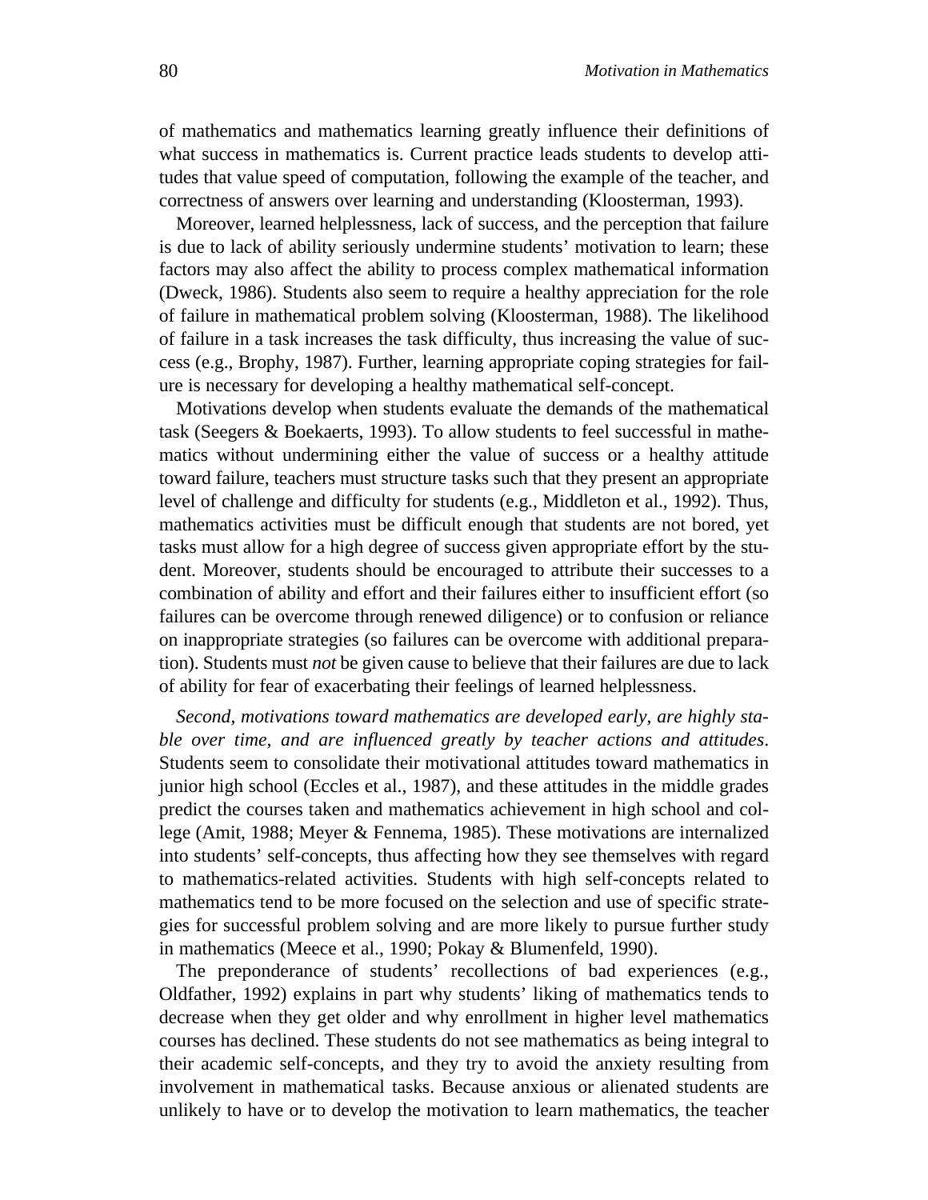of mathematics and mathematics learning greatly influence their definitions of what success in mathematics is. Current practice leads students to develop attitudes that value speed of computation, following the example of the teacher, and correctness of answers over learning and understanding (Kloosterman, 1993).

Moreover, learned helplessness, lack of success, and the perception that failure is due to lack of ability seriously undermine students' motivation to learn; these factors may also affect the ability to process complex mathematical information (Dweck, 1986). Students also seem to require a healthy appreciation for the role of failure in mathematical problem solving (Kloosterman, 1988). The likelihood of failure in a task increases the task difficulty, thus increasing the value of success (e.g., Brophy, 1987). Further, learning appropriate coping strategies for failure is necessary for developing a healthy mathematical self-concept.

Motivations develop when students evaluate the demands of the mathematical task (Seegers & Boekaerts, 1993). To allow students to feel successful in mathematics without undermining either the value of success or a healthy attitude toward failure, teachers must structure tasks such that they present an appropriate level of challenge and difficulty for students (e.g., Middleton et al., 1992). Thus, mathematics activities must be difficult enough that students are not bored, yet tasks must allow for a high degree of success given appropriate effort by the student. Moreover, students should be encouraged to attribute their successes to a combination of ability and effort and their failures either to insufficient effort (so failures can be overcome through renewed diligence) or to confusion or reliance on inappropriate strategies (so failures can be overcome with additional preparation). Students must *not* be given cause to believe that their failures are due to lack of ability for fear of exacerbating their feelings of learned helplessness.

*Second, motivations toward mathematics are developed early, are highly stable over time, and are influenced greatly by teacher actions and attitudes*. Students seem to consolidate their motivational attitudes toward mathematics in junior high school (Eccles et al., 1987), and these attitudes in the middle grades predict the courses taken and mathematics achievement in high school and college (Amit, 1988; Meyer & Fennema, 1985). These motivations are internalized into students' self-concepts, thus affecting how they see themselves with regard to mathematics-related activities. Students with high self-concepts related to mathematics tend to be more focused on the selection and use of specific strategies for successful problem solving and are more likely to pursue further study in mathematics (Meece et al., 1990; Pokay & Blumenfeld, 1990).

The preponderance of students' recollections of bad experiences (e.g., Oldfather, 1992) explains in part why students' liking of mathematics tends to decrease when they get older and why enrollment in higher level mathematics courses has declined. These students do not see mathematics as being integral to their academic self-concepts, and they try to avoid the anxiety resulting from involvement in mathematical tasks. Because anxious or alienated students are unlikely to have or to develop the motivation to learn mathematics, the teacher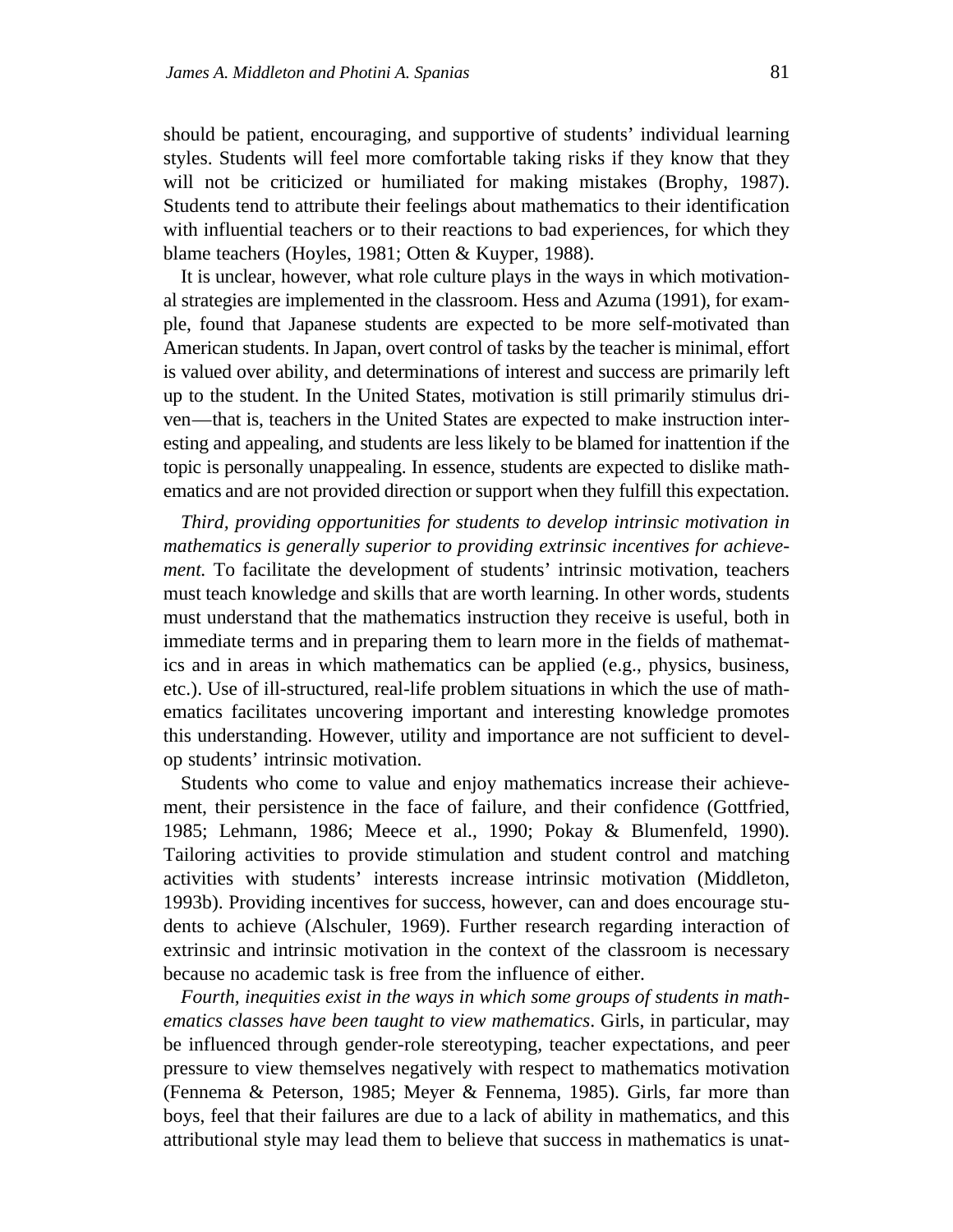should be patient, encouraging, and supportive of students' individual learning styles. Students will feel more comfortable taking risks if they know that they will not be criticized or humiliated for making mistakes (Brophy, 1987). Students tend to attribute their feelings about mathematics to their identification with influential teachers or to their reactions to bad experiences, for which they blame teachers (Hoyles, 1981; Otten & Kuyper, 1988).

It is unclear, however, what role culture plays in the ways in which motivational strategies are implemented in the classroom. Hess and Azuma (1991), for example, found that Japanese students are expected to be more self-motivated than American students. In Japan, overt control of tasks by the teacher is minimal, effort is valued over ability, and determinations of interest and success are primarily left up to the student. In the United States, motivation is still primarily stimulus driven—that is, teachers in the United States are expected to make instruction interesting and appealing, and students are less likely to be blamed for inattention if the topic is personally unappealing. In essence, students are expected to dislike mathematics and are not provided direction or support when they fulfill this expectation.

*Third, providing opportunities for students to develop intrinsic motivation in mathematics is generally superior to providing extrinsic incentives for achievement.* To facilitate the development of students' intrinsic motivation, teachers must teach knowledge and skills that are worth learning. In other words, students must understand that the mathematics instruction they receive is useful, both in immediate terms and in preparing them to learn more in the fields of mathematics and in areas in which mathematics can be applied (e.g., physics, business, etc.). Use of ill-structured, real-life problem situations in which the use of mathematics facilitates uncovering important and interesting knowledge promotes this understanding. However, utility and importance are not sufficient to develop students' intrinsic motivation.

Students who come to value and enjoy mathematics increase their achievement, their persistence in the face of failure, and their confidence (Gottfried, 1985; Lehmann, 1986; Meece et al., 1990; Pokay & Blumenfeld, 1990). Tailoring activities to provide stimulation and student control and matching activities with students' interests increase intrinsic motivation (Middleton, 1993b). Providing incentives for success, however, can and does encourage students to achieve (Alschuler, 1969). Further research regarding interaction of extrinsic and intrinsic motivation in the context of the classroom is necessary because no academic task is free from the influence of either.

*Fourth, inequities exist in the ways in which some groups of students in mathematics classes have been taught to view mathematics*. Girls, in particular, may be influenced through gender-role stereotyping, teacher expectations, and peer pressure to view themselves negatively with respect to mathematics motivation (Fennema & Peterson, 1985; Meyer & Fennema, 1985). Girls, far more than boys, feel that their failures are due to a lack of ability in mathematics, and this attributional style may lead them to believe that success in mathematics is unat-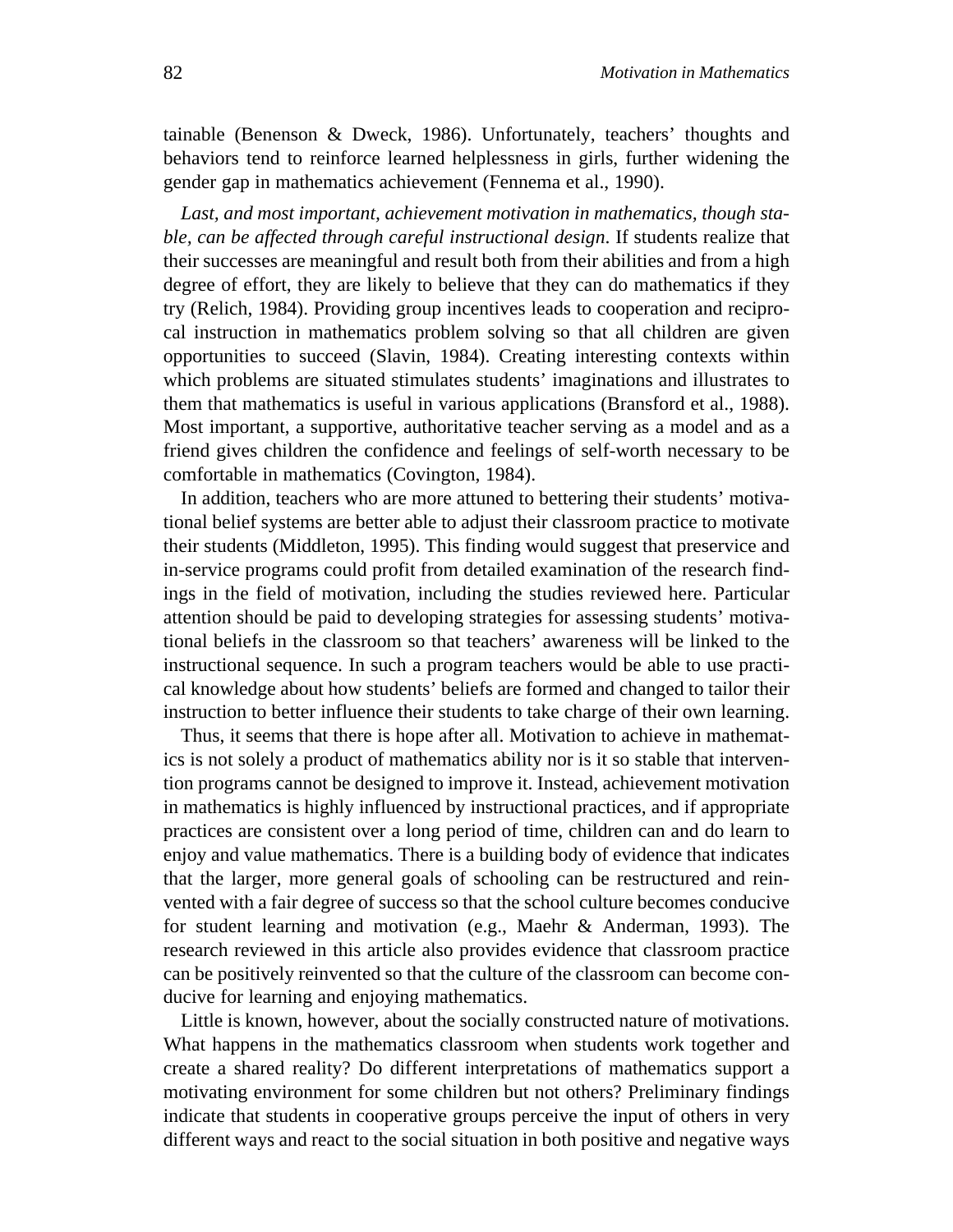tainable (Benenson & Dweck, 1986). Unfortunately, teachers' thoughts and behaviors tend to reinforce learned helplessness in girls, further widening the gender gap in mathematics achievement (Fennema et al., 1990).

*Last, and most important, achievement motivation in mathematics, though stable, can be affected through careful instructional design*. If students realize that their successes are meaningful and result both from their abilities and from a high degree of effort, they are likely to believe that they can do mathematics if they try (Relich, 1984). Providing group incentives leads to cooperation and reciprocal instruction in mathematics problem solving so that all children are given opportunities to succeed (Slavin, 1984). Creating interesting contexts within which problems are situated stimulates students' imaginations and illustrates to them that mathematics is useful in various applications (Bransford et al., 1988). Most important, a supportive, authoritative teacher serving as a model and as a friend gives children the confidence and feelings of self-worth necessary to be comfortable in mathematics (Covington, 1984).

In addition, teachers who are more attuned to bettering their students' motivational belief systems are better able to adjust their classroom practice to motivate their students (Middleton, 1995). This finding would suggest that preservice and in-service programs could profit from detailed examination of the research findings in the field of motivation, including the studies reviewed here. Particular attention should be paid to developing strategies for assessing students' motivational beliefs in the classroom so that teachers' awareness will be linked to the instructional sequence. In such a program teachers would be able to use practical knowledge about how students' beliefs are formed and changed to tailor their instruction to better influence their students to take charge of their own learning.

Thus, it seems that there is hope after all. Motivation to achieve in mathematics is not solely a product of mathematics ability nor is it so stable that intervention programs cannot be designed to improve it. Instead, achievement motivation in mathematics is highly influenced by instructional practices, and if appropriate practices are consistent over a long period of time, children can and do learn to enjoy and value mathematics. There is a building body of evidence that indicates that the larger, more general goals of schooling can be restructured and reinvented with a fair degree of success so that the school culture becomes conducive for student learning and motivation (e.g., Maehr & Anderman, 1993). The research reviewed in this article also provides evidence that classroom practice can be positively reinvented so that the culture of the classroom can become conducive for learning and enjoying mathematics.

Little is known, however, about the socially constructed nature of motivations. What happens in the mathematics classroom when students work together and create a shared reality? Do different interpretations of mathematics support a motivating environment for some children but not others? Preliminary findings indicate that students in cooperative groups perceive the input of others in very different ways and react to the social situation in both positive and negative ways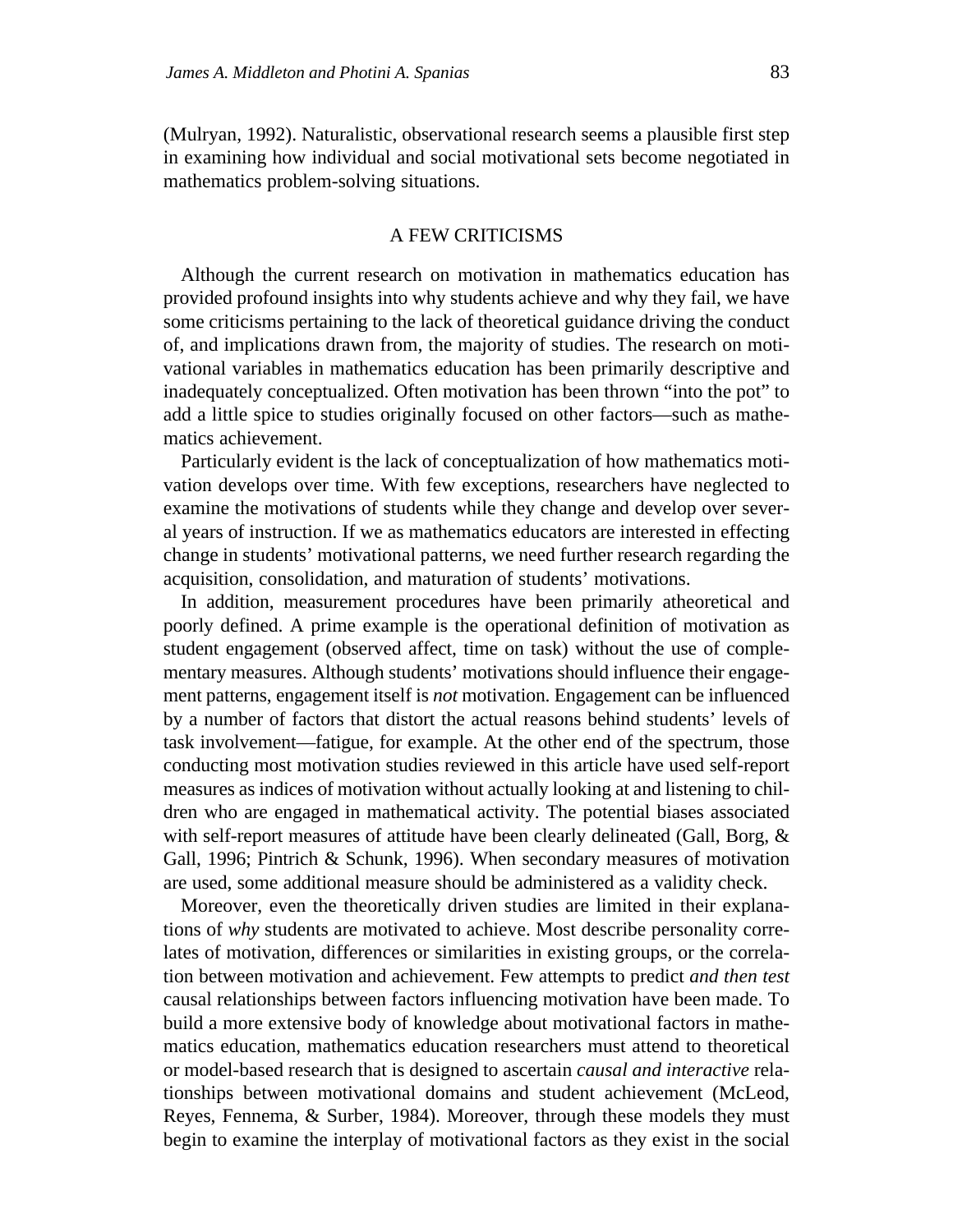(Mulryan, 1992). Naturalistic, observational research seems a plausible first step in examining how individual and social motivational sets become negotiated in mathematics problem-solving situations.

## A FEW CRITICISMS

Although the current research on motivation in mathematics education has provided profound insights into why students achieve and why they fail, we have some criticisms pertaining to the lack of theoretical guidance driving the conduct of, and implications drawn from, the majority of studies. The research on motivational variables in mathematics education has been primarily descriptive and inadequately conceptualized. Often motivation has been thrown "into the pot" to add a little spice to studies originally focused on other factors—such as mathematics achievement.

Particularly evident is the lack of conceptualization of how mathematics motivation develops over time. With few exceptions, researchers have neglected to examine the motivations of students while they change and develop over several years of instruction. If we as mathematics educators are interested in effecting change in students' motivational patterns, we need further research regarding the acquisition, consolidation, and maturation of students' motivations.

In addition, measurement procedures have been primarily atheoretical and poorly defined. A prime example is the operational definition of motivation as student engagement (observed affect, time on task) without the use of complementary measures. Although students' motivations should influence their engagement patterns, engagement itself is *not* motivation. Engagement can be influenced by a number of factors that distort the actual reasons behind students' levels of task involvement—fatigue, for example. At the other end of the spectrum, those conducting most motivation studies reviewed in this article have used self-report measures as indices of motivation without actually looking at and listening to children who are engaged in mathematical activity. The potential biases associated with self-report measures of attitude have been clearly delineated (Gall, Borg, & Gall, 1996; Pintrich & Schunk, 1996). When secondary measures of motivation are used, some additional measure should be administered as a validity check.

Moreover, even the theoretically driven studies are limited in their explanations of *why* students are motivated to achieve. Most describe personality correlates of motivation, differences or similarities in existing groups, or the correlation between motivation and achievement. Few attempts to predict *and then test* causal relationships between factors influencing motivation have been made. To build a more extensive body of knowledge about motivational factors in mathematics education, mathematics education researchers must attend to theoretical or model-based research that is designed to ascertain *causal and interactive* relationships between motivational domains and student achievement (McLeod, Reyes, Fennema, & Surber, 1984). Moreover, through these models they must begin to examine the interplay of motivational factors as they exist in the social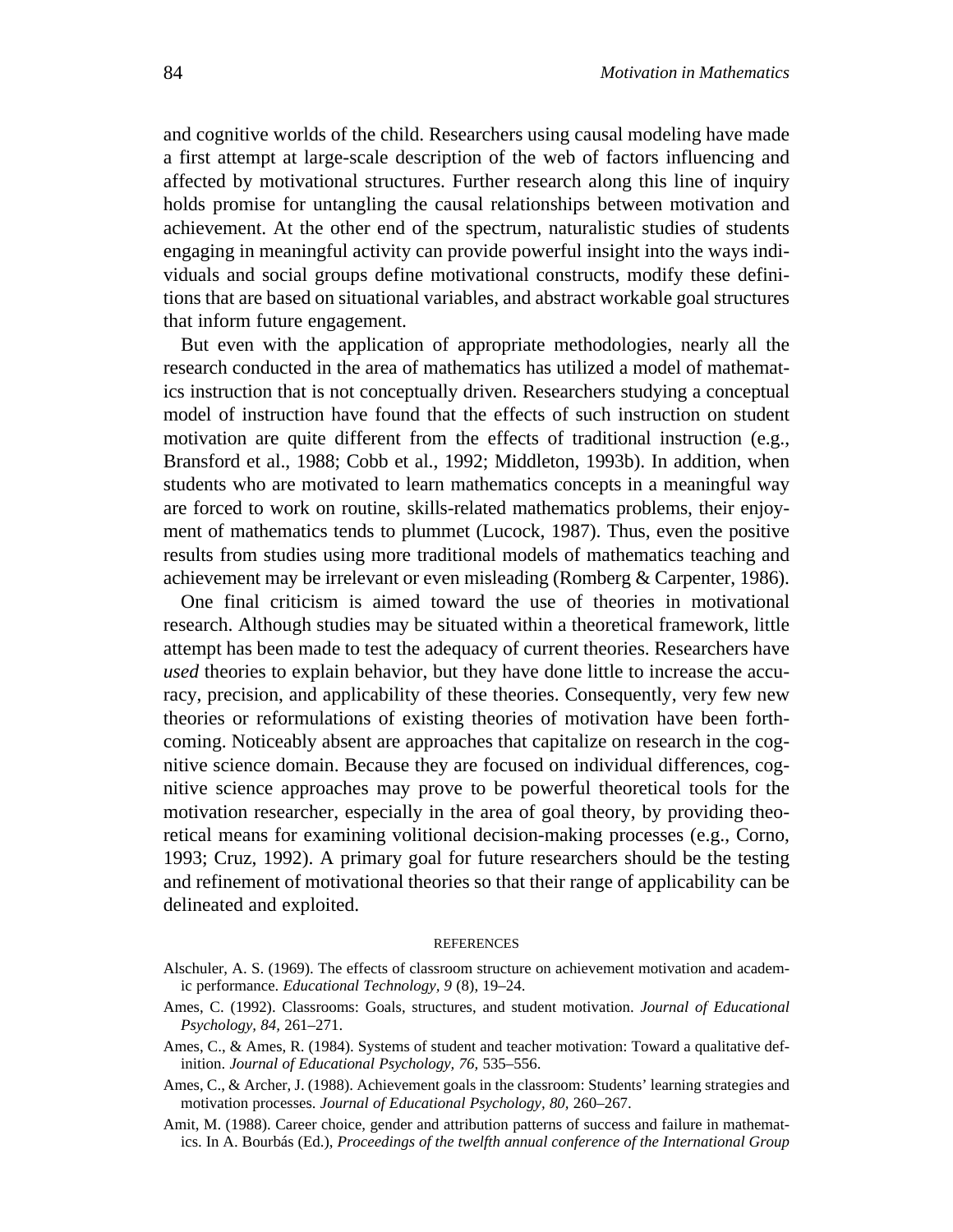and cognitive worlds of the child. Researchers using causal modeling have made a first attempt at large-scale description of the web of factors influencing and affected by motivational structures. Further research along this line of inquiry holds promise for untangling the causal relationships between motivation and achievement. At the other end of the spectrum, naturalistic studies of students engaging in meaningful activity can provide powerful insight into the ways individuals and social groups define motivational constructs, modify these definitions that are based on situational variables, and abstract workable goal structures that inform future engagement.

But even with the application of appropriate methodologies, nearly all the research conducted in the area of mathematics has utilized a model of mathematics instruction that is not conceptually driven. Researchers studying a conceptual model of instruction have found that the effects of such instruction on student motivation are quite different from the effects of traditional instruction (e.g., Bransford et al., 1988; Cobb et al., 1992; Middleton, 1993b). In addition, when students who are motivated to learn mathematics concepts in a meaningful way are forced to work on routine, skills-related mathematics problems, their enjoyment of mathematics tends to plummet (Lucock, 1987). Thus, even the positive results from studies using more traditional models of mathematics teaching and achievement may be irrelevant or even misleading (Romberg & Carpenter, 1986).

One final criticism is aimed toward the use of theories in motivational research. Although studies may be situated within a theoretical framework, little attempt has been made to test the adequacy of current theories. Researchers have *used* theories to explain behavior, but they have done little to increase the accuracy, precision, and applicability of these theories. Consequently, very few new theories or reformulations of existing theories of motivation have been forthcoming. Noticeably absent are approaches that capitalize on research in the cognitive science domain. Because they are focused on individual differences, cognitive science approaches may prove to be powerful theoretical tools for the motivation researcher, especially in the area of goal theory, by providing theoretical means for examining volitional decision-making processes (e.g., Corno, 1993; Cruz, 1992). A primary goal for future researchers should be the testing and refinement of motivational theories so that their range of applicability can be delineated and exploited.

## REFERENCES

Alschuler, A. S. (1969). The effects of classroom structure on achievement motivation and academic performance. *Educational Technology, 9* (8), 19–24.

Ames, C. (1992). Classrooms: Goals, structures, and student motivation. *Journal of Educational Psychology, 84,* 261–271.

Ames, C., & Ames, R. (1984). Systems of student and teacher motivation: Toward a qualitative definition. *Journal of Educational Psychology, 76,* 535–556.

Ames, C., & Archer, J. (1988). Achievement goals in the classroom: Students' learning strategies and motivation processes. *Journal of Educational Psychology, 80,* 260–267.

Amit, M. (1988). Career choice, gender and attribution patterns of success and failure in mathematics. In A. Bourbás (Ed.), *Proceedings of the twelfth annual conference of the International Group*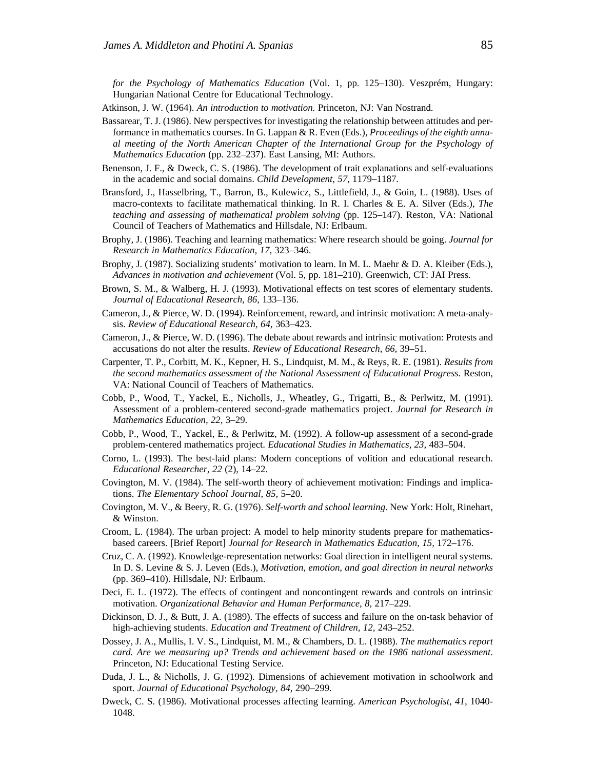*for the Psychology of Mathematics Education* (Vol. 1, pp. 125–130). Veszprém, Hungary: Hungarian National Centre for Educational Technology.

Atkinson, J. W. (1964). *An introduction to motivation.* Princeton, NJ: Van Nostrand.

Bassarear, T. J. (1986). New perspectives for investigating the relationship between attitudes and performance in mathematics courses. In G. Lappan & R. Even (Eds.), *Proceedings of the eighth annual meeting of the North American Chapter of the International Group for the Psychology of Mathematics Education* (pp. 232–237). East Lansing, MI: Authors.

Benenson, J. F., & Dweck, C. S. (1986). The development of trait explanations and self-evaluations in the academic and social domains. *Child Development, 57,* 1179–1187.

Bransford, J., Hasselbring, T., Barron, B., Kulewicz, S., Littlefield, J., & Goin, L. (1988). Uses of macro-contexts to facilitate mathematical thinking. In R. I. Charles & E. A. Silver (Eds.), *The teaching and assessing of mathematical problem solving* (pp. 125–147). Reston, VA: National Council of Teachers of Mathematics and Hillsdale, NJ: Erlbaum.

Brophy, J. (1986). Teaching and learning mathematics: Where research should be going. *Journal for Research in Mathematics Education, 17,* 323–346.

Brophy, J. (1987). Socializing students' motivation to learn. In M. L. Maehr & D. A. Kleiber (Eds.), *Advances in motivation and achievement* (Vol. 5, pp. 181–210). Greenwich, CT: JAI Press.

Brown, S. M., & Walberg, H. J. (1993). Motivational effects on test scores of elementary students. *Journal of Educational Research, 86,* 133–136.

Cameron, J., & Pierce, W. D. (1994). Reinforcement, reward, and intrinsic motivation: A meta-analysis. *Review of Educational Research, 64,* 363–423.

Cameron, J., & Pierce, W. D. (1996). The debate about rewards and intrinsic motivation: Protests and accusations do not alter the results. *Review of Educational Research, 66,* 39–51.

Carpenter, T. P., Corbitt, M. K., Kepner, H. S., Lindquist, M. M., & Reys, R. E. (1981). *Results from the second mathematics assessment of the National Assessment of Educational Progress.* Reston, VA: National Council of Teachers of Mathematics.

Cobb, P., Wood, T., Yackel, E., Nicholls, J., Wheatley, G., Trigatti, B., & Perlwitz, M. (1991). Assessment of a problem-centered second-grade mathematics project. *Journal for Research in Mathematics Education, 22,* 3–29.

Cobb, P., Wood, T., Yackel, E., & Perlwitz, M. (1992). A follow-up assessment of a second-grade problem-centered mathematics project. *Educational Studies in Mathematics, 23,* 483–504.

Corno, L. (1993). The best-laid plans: Modern conceptions of volition and educational research. *Educational Researcher, 22* (2), 14–22.

Covington, M. V. (1984). The self-worth theory of achievement motivation: Findings and implications. *The Elementary School Journal, 85,* 5–20.

Covington, M. V., & Beery, R. G. (1976). *Self-worth and school learning.* New York: Holt, Rinehart, & Winston.

Croom, L. (1984). The urban project: A model to help minority students prepare for mathematics-based careers. [Brief Report] *Journal for Research in Mathematics Education, 15*, 172–176.

Cruz, C. A. (1992). Knowledge-representation networks: Goal direction in intelligent neural systems. In D. S. Levine & S. J. Leven (Eds.), *Motivation, emotion, and goal direction in neural networks* (pp. 369–410). Hillsdale, NJ: Erlbaum.

Deci, E. L. (1972). The effects of contingent and noncontingent rewards and controls on intrinsic motivation. *Organizational Behavior and Human Performance, 8,* 217–229.

Dickinson, D. J., & Butt, J. A. (1989). The effects of success and failure on the on-task behavior of high-achieving students. *Education and Treatment of Children, 12,* 243–252.

Dossey, J. A., Mullis, I. V. S., Lindquist, M. M., & Chambers, D. L. (1988). *The mathematics report card. Are we measuring up? Trends and achievement based on the 1986 national assessment*. Princeton, NJ: Educational Testing Service.

Duda, J. L., & Nicholls, J. G. (1992). Dimensions of achievement motivation in schoolwork and sport. *Journal of Educational Psychology, 84,* 290–299.

Dweck, C. S. (1986). Motivational processes affecting learning. *American Psychologist, 41,* 1040-1048.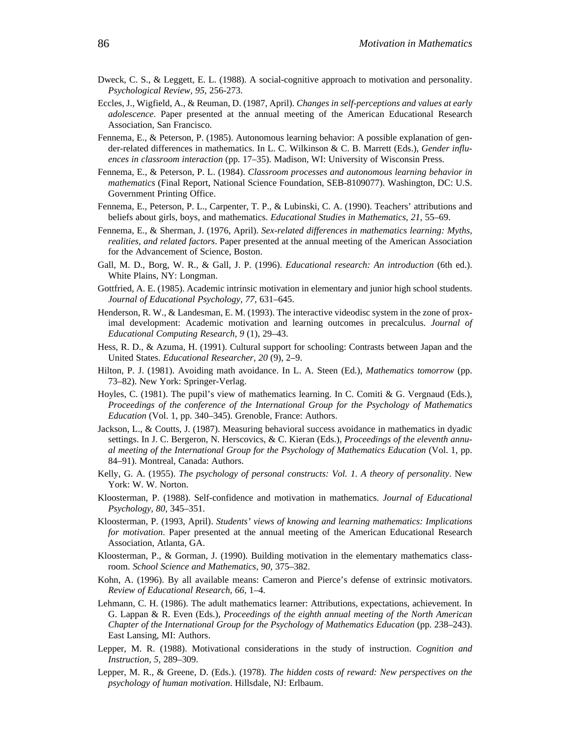Dweck, C. S., & Leggett, E. L. (1988). A social-cognitive approach to motivation and personality. *Psychological Review, 95,* 256-273.

Eccles, J., Wigfield, A., & Reuman, D. (1987, April). *Changes in self-perceptions and values at early adolescence*. Paper presented at the annual meeting of the American Educational Research Association, San Francisco.

Fennema, E., & Peterson, P. (1985). Autonomous learning behavior: A possible explanation of gender-related differences in mathematics. In L. C. Wilkinson & C. B. Marrett (Eds.), *Gender influences in classroom interaction* (pp. 17–35). Madison, WI: University of Wisconsin Press.

Fennema, E., & Peterson, P. L. (1984). *Classroom processes and autonomous learning behavior in mathematics* (Final Report, National Science Foundation, SEB-8109077). Washington, DC: U.S. Government Printing Office.

Fennema, E., Peterson, P. L., Carpenter, T. P., & Lubinski, C. A. (1990). Teachers' attributions and beliefs about girls, boys, and mathematics. *Educational Studies in Mathematics, 21,* 55–69.

Fennema, E., & Sherman, J. (1976, April). *Sex-related differences in mathematics learning: Myths, realities, and related factors*. Paper presented at the annual meeting of the American Association for the Advancement of Science, Boston.

Gall, M. D., Borg, W. R., & Gall, J. P. (1996). *Educational research: An introduction* (6th ed.). White Plains, NY: Longman.

Gottfried, A. E. (1985). Academic intrinsic motivation in elementary and junior high school students. *Journal of Educational Psychology, 77,* 631–645.

Henderson, R. W., & Landesman, E. M. (1993). The interactive videodisc system in the zone of proximal development: Academic motivation and learning outcomes in precalculus. *Journal of Educational Computing Research, 9* (1), 29–43.

Hess, R. D., & Azuma, H. (1991). Cultural support for schooling: Contrasts between Japan and the United States. *Educational Researcher, 20* (9), 2–9.

Hilton, P. J. (1981). Avoiding math avoidance. In L. A. Steen (Ed.), *Mathematics tomorrow* (pp. 73–82). New York: Springer-Verlag.

Hoyles, C. (1981). The pupil's view of mathematics learning. In C. Comiti & G. Vergnaud (Eds.), *Proceedings of the conference of the International Group for the Psychology of Mathematics Education* (Vol. 1, pp. 340–345). Grenoble, France: Authors.

Jackson, L., & Coutts, J. (1987). Measuring behavioral success avoidance in mathematics in dyadic settings. In J. C. Bergeron, N. Herscovics, & C. Kieran (Eds.), *Proceedings of the eleventh annual meeting of the International Group for the Psychology of Mathematics Education* (Vol. 1, pp. 84–91). Montreal, Canada: Authors.

Kelly, G. A. (1955). *The psychology of personal constructs: Vol. 1. A theory of personality*. New York: W. W. Norton.

Kloosterman, P. (1988). Self-confidence and motivation in mathematics. *Journal of Educational Psychology, 80,* 345–351.

Kloosterman, P. (1993, April). *Students' views of knowing and learning mathematics: Implications for motivation*. Paper presented at the annual meeting of the American Educational Research Association, Atlanta, GA.

Kloosterman, P., & Gorman, J. (1990). Building motivation in the elementary mathematics classroom. *School Science and Mathematics, 90,* 375–382.

Kohn, A. (1996). By all available means: Cameron and Pierce's defense of extrinsic motivators. *Review of Educational Research, 66,* 1–4.

Lehmann, C. H. (1986). The adult mathematics learner: Attributions, expectations, achievement. In G. Lappan & R. Even (Eds.), *Proceedings of the eighth annual meeting of the North American Chapter of the International Group for the Psychology of Mathematics Education* (pp. 238–243). East Lansing, MI: Authors.

Lepper, M. R. (1988). Motivational considerations in the study of instruction. *Cognition and Instruction, 5,* 289–309.

Lepper, M. R., & Greene, D. (Eds.). (1978). *The hidden costs of reward: New perspectives on the psychology of human motivation*. Hillsdale, NJ: Erlbaum.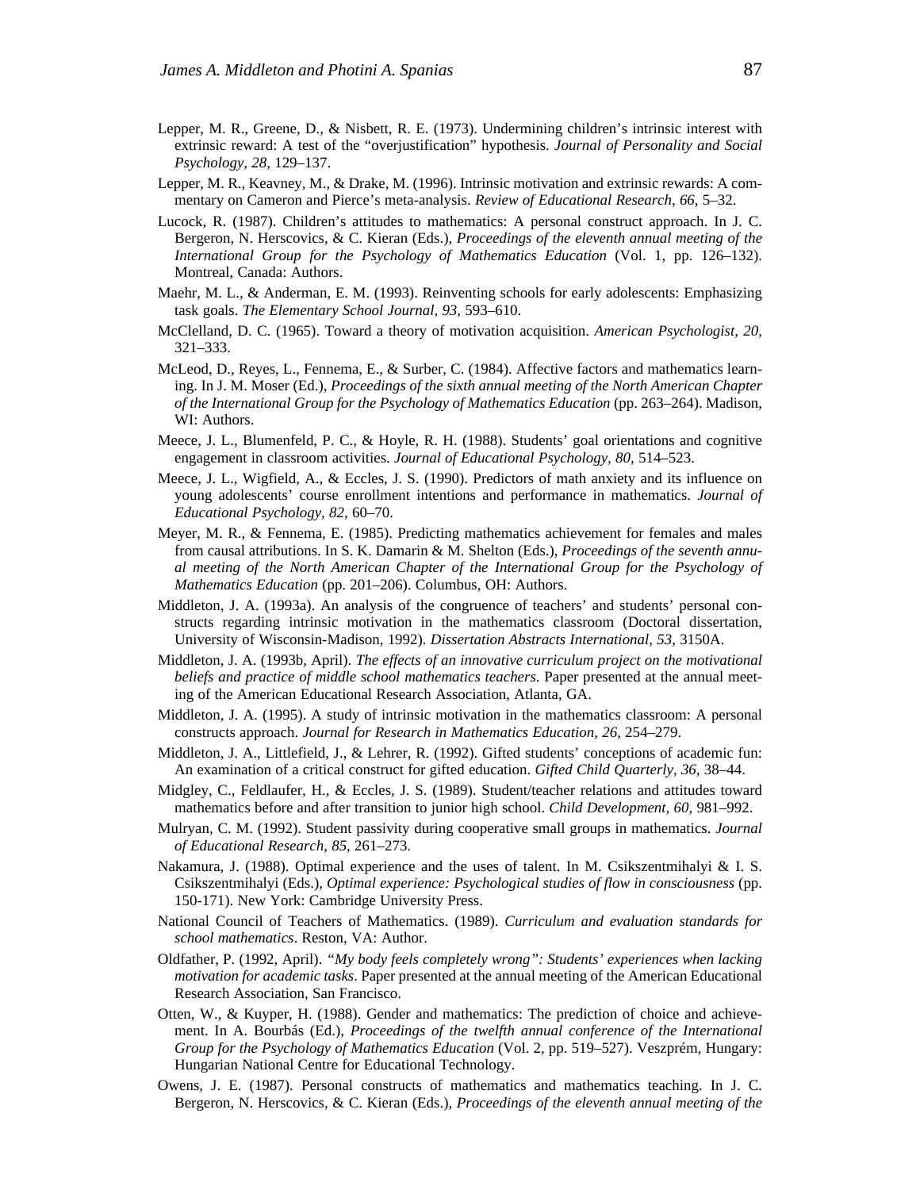Lepper, M. R., Greene, D., & Nisbett, R. E. (1973). Undermining children's intrinsic interest with extrinsic reward: A test of the "overjustification" hypothesis. *Journal of Personality and Social Psychology, 28,* 129–137.

Lepper, M. R., Keavney, M., & Drake, M. (1996). Intrinsic motivation and extrinsic rewards: A commentary on Cameron and Pierce's meta-analysis. *Review of Educational Research, 66,* 5–32.

Lucock, R. (1987). Children's attitudes to mathematics: A personal construct approach. In J. C. Bergeron, N. Herscovics, & C. Kieran (Eds.), *Proceedings of the eleventh annual meeting of the International Group for the Psychology of Mathematics Education* (Vol. 1, pp. 126–132). Montreal, Canada: Authors.

Maehr, M. L., & Anderman, E. M. (1993). Reinventing schools for early adolescents: Emphasizing task goals. *The Elementary School Journal, 93,* 593–610.

McClelland, D. C. (1965). Toward a theory of motivation acquisition. *American Psychologist, 20,* 321–333.

McLeod, D., Reyes, L., Fennema, E., & Surber, C. (1984). Affective factors and mathematics learning. In J. M. Moser (Ed.), *Proceedings of the sixth annual meeting of the North American Chapter of the International Group for the Psychology of Mathematics Education* (pp. 263–264). Madison, WI: Authors.

Meece, J. L., Blumenfeld, P. C., & Hoyle, R. H. (1988). Students' goal orientations and cognitive engagement in classroom activities. *Journal of Educational Psychology, 80,* 514–523.

Meece, J. L., Wigfield, A., & Eccles, J. S. (1990). Predictors of math anxiety and its influence on young adolescents' course enrollment intentions and performance in mathematics. *Journal of Educational Psychology, 82,* 60–70.

Meyer, M. R., & Fennema, E. (1985). Predicting mathematics achievement for females and males from causal attributions. In S. K. Damarin & M. Shelton (Eds.), *Proceedings of the seventh annual meeting of the North American Chapter of the International Group for the Psychology of Mathematics Education* (pp. 201–206). Columbus, OH: Authors.

Middleton, J. A. (1993a). An analysis of the congruence of teachers' and students' personal constructs regarding intrinsic motivation in the mathematics classroom (Doctoral dissertation, University of Wisconsin-Madison, 1992). *Dissertation Abstracts International, 53,* 3150A.

Middleton, J. A. (1993b, April). *The effects of an innovative curriculum project on the motivational beliefs and practice of middle school mathematics teachers*. Paper presented at the annual meeting of the American Educational Research Association, Atlanta, GA.

Middleton, J. A. (1995). A study of intrinsic motivation in the mathematics classroom: A personal constructs approach. *Journal for Research in Mathematics Education, 26,* 254–279.

Middleton, J. A., Littlefield, J., & Lehrer, R. (1992). Gifted students' conceptions of academic fun: An examination of a critical construct for gifted education. *Gifted Child Quarterly, 36,* 38–44.

Midgley, C., Feldlaufer, H., & Eccles, J. S. (1989). Student/teacher relations and attitudes toward mathematics before and after transition to junior high school. *Child Development, 60,* 981–992.

Mulryan, C. M. (1992). Student passivity during cooperative small groups in mathematics. *Journal of Educational Research, 85,* 261–273.

Nakamura, J. (1988). Optimal experience and the uses of talent. In M. Csikszentmihalyi & I. S. Csikszentmihalyi (Eds.), *Optimal experience: Psychological studies of flow in consciousness* (pp. 150-171). New York: Cambridge University Press.

National Council of Teachers of Mathematics. (1989). *Curriculum and evaluation standards for school mathematics*. Reston, VA: Author.

Oldfather, P. (1992, April). *"My body feels completely wrong": Students' experiences when lacking motivation for academic tasks*. Paper presented at the annual meeting of the American Educational Research Association, San Francisco.

Otten, W., & Kuyper, H. (1988). Gender and mathematics: The prediction of choice and achievement. In A. Bourbás (Ed.), *Proceedings of the twelfth annual conference of the International Group for the Psychology of Mathematics Education* (Vol. 2, pp. 519–527). Veszprém, Hungary: Hungarian National Centre for Educational Technology.

Owens, J. E. (1987). Personal constructs of mathematics and mathematics teaching. In J. C. Bergeron, N. Herscovics, & C. Kieran (Eds.), *Proceedings of the eleventh annual meeting of the*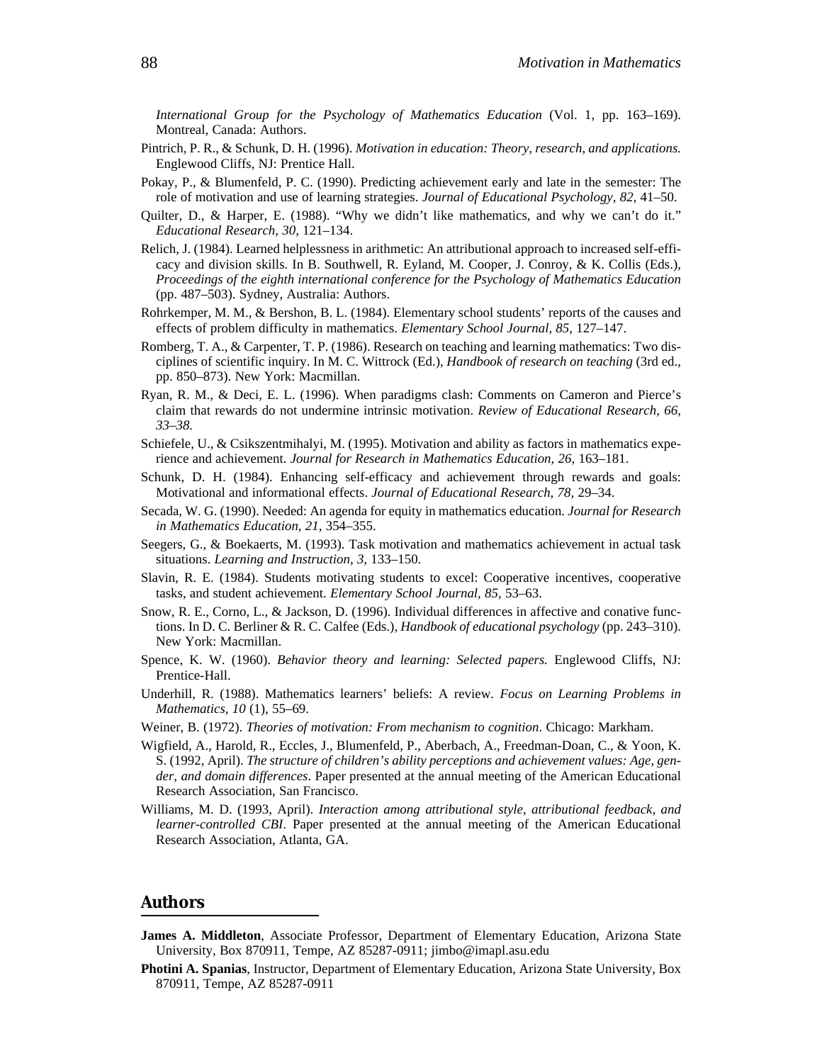*International Group for the Psychology of Mathematics Education* (Vol. 1, pp. 163–169). Montreal, Canada: Authors.

Pintrich, P. R., & Schunk, D. H. (1996). *Motivation in education: Theory, research, and applications.* Englewood Cliffs, NJ: Prentice Hall.

Pokay, P., & Blumenfeld, P. C. (1990). Predicting achievement early and late in the semester: The role of motivation and use of learning strategies. *Journal of Educational Psychology, 82,* 41–50.

Quilter, D., & Harper, E. (1988). "Why we didn't like mathematics, and why we can't do it." *Educational Research, 30,* 121–134.

Relich, J. (1984). Learned helplessness in arithmetic: An attributional approach to increased self-efficacy and division skills. In B. Southwell, R. Eyland, M. Cooper, J. Conroy, & K. Collis (Eds.), *Proceedings of the eighth international conference for the Psychology of Mathematics Education* (pp. 487–503). Sydney, Australia: Authors.

Rohrkemper, M. M., & Bershon, B. L. (1984). Elementary school students' reports of the causes and effects of problem difficulty in mathematics. *Elementary School Journal, 85,* 127–147.

Romberg, T. A., & Carpenter, T. P. (1986). Research on teaching and learning mathematics: Two disciplines of scientific inquiry. In M. C. Wittrock (Ed.), *Handbook of research on teaching* (3rd ed., pp. 850–873). New York: Macmillan.

Ryan, R. M., & Deci, E. L. (1996). When paradigms clash: Comments on Cameron and Pierce's claim that rewards do not undermine intrinsic motivation. *Review of Educational Research, 66, 33–38.*

Schiefele, U., & Csikszentmihalyi, M. (1995). Motivation and ability as factors in mathematics experience and achievement. *Journal for Research in Mathematics Education, 26,* 163–181.

Schunk, D. H. (1984). Enhancing self-efficacy and achievement through rewards and goals: Motivational and informational effects. *Journal of Educational Research, 78,* 29–34.

Secada, W. G. (1990). Needed: An agenda for equity in mathematics education. *Journal for Research in Mathematics Education, 21,* 354–355.

Seegers, G., & Boekaerts, M. (1993). Task motivation and mathematics achievement in actual task situations. *Learning and Instruction, 3,* 133–150.

Slavin, R. E. (1984). Students motivating students to excel: Cooperative incentives, cooperative tasks, and student achievement. *Elementary School Journal, 85,* 53–63.

Snow, R. E., Corno, L., & Jackson, D. (1996). Individual differences in affective and conative functions. In D. C. Berliner & R. C. Calfee (Eds.), *Handbook of educational psychology* (pp. 243–310). New York: Macmillan.

Spence, K. W. (1960). *Behavior theory and learning: Selected papers.* Englewood Cliffs, NJ: Prentice-Hall.

Underhill, R. (1988). Mathematics learners' beliefs: A review. *Focus on Learning Problems in Mathematics, 10* (1), 55–69.

Weiner, B. (1972). *Theories of motivation: From mechanism to cognition*. Chicago: Markham.

Wigfield, A., Harold, R., Eccles, J., Blumenfeld, P., Aberbach, A., Freedman-Doan, C., & Yoon, K. S. (1992, April). *The structure of children's ability perceptions and achievement values: Age, gender, and domain differences*. Paper presented at the annual meeting of the American Educational Research Association, San Francisco.

Williams, M. D. (1993, April). *Interaction among attributional style, attributional feedback, and learner-controlled CBI*. Paper presented at the annual meeting of the American Educational Research Association, Atlanta, GA.

## Authors

**James A. Middleton**, Associate Professor, Department of Elementary Education, Arizona State University, Box 870911, Tempe, AZ 85287-0911; jimbo@imapl.asu.edu

**Photini A. Spanias**, Instructor, Department of Elementary Education, Arizona State University, Box 870911, Tempe, AZ 85287-0911